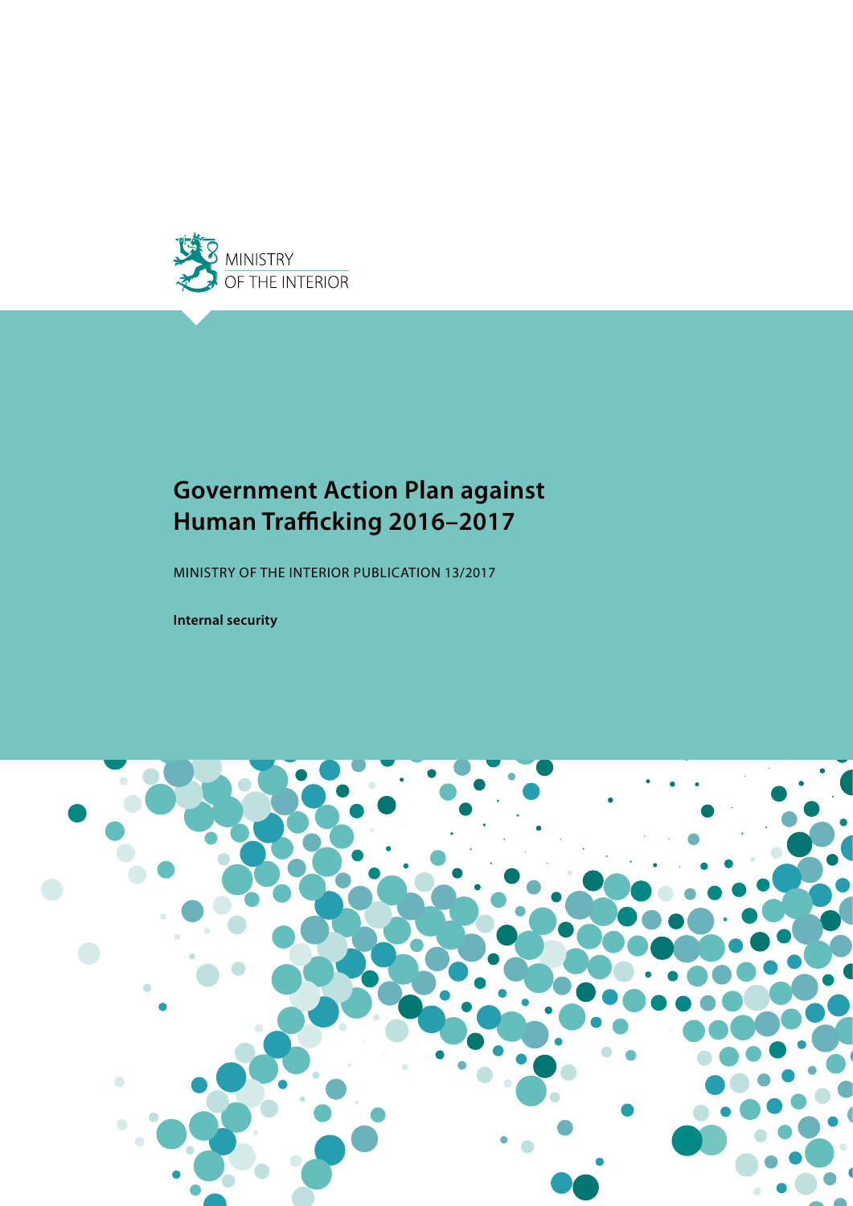MINISTRY
OF THE INTERIOR

# Government Action Plan against Human Trafficking 2016–2017

MINISTRY OF THE INTERIOR PUBLICATION 13/2017

**Internal security**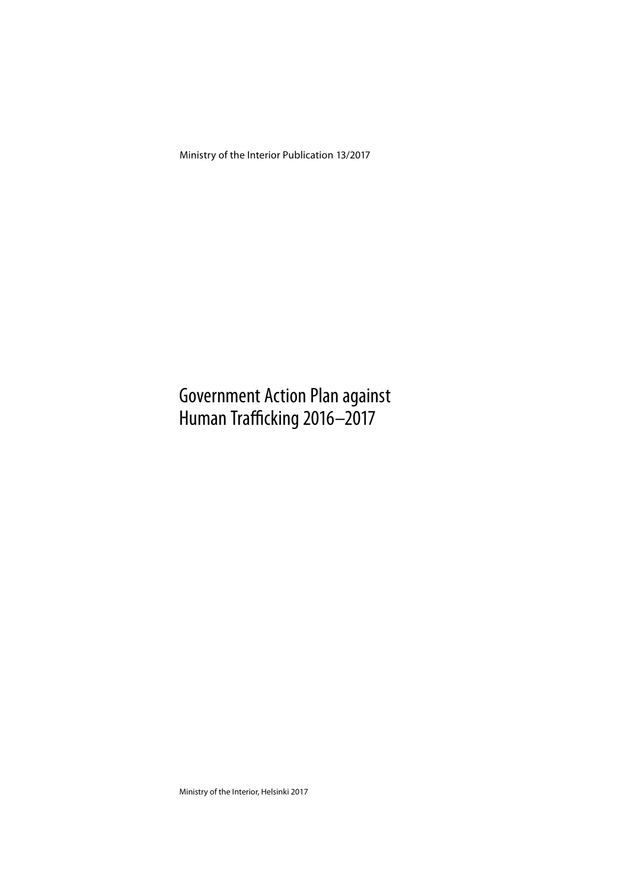Ministry of the Interior Publication 13/2017

# Government Action Plan against Human Trafficking 2016–2017

Ministry of the Interior, Helsinki 2017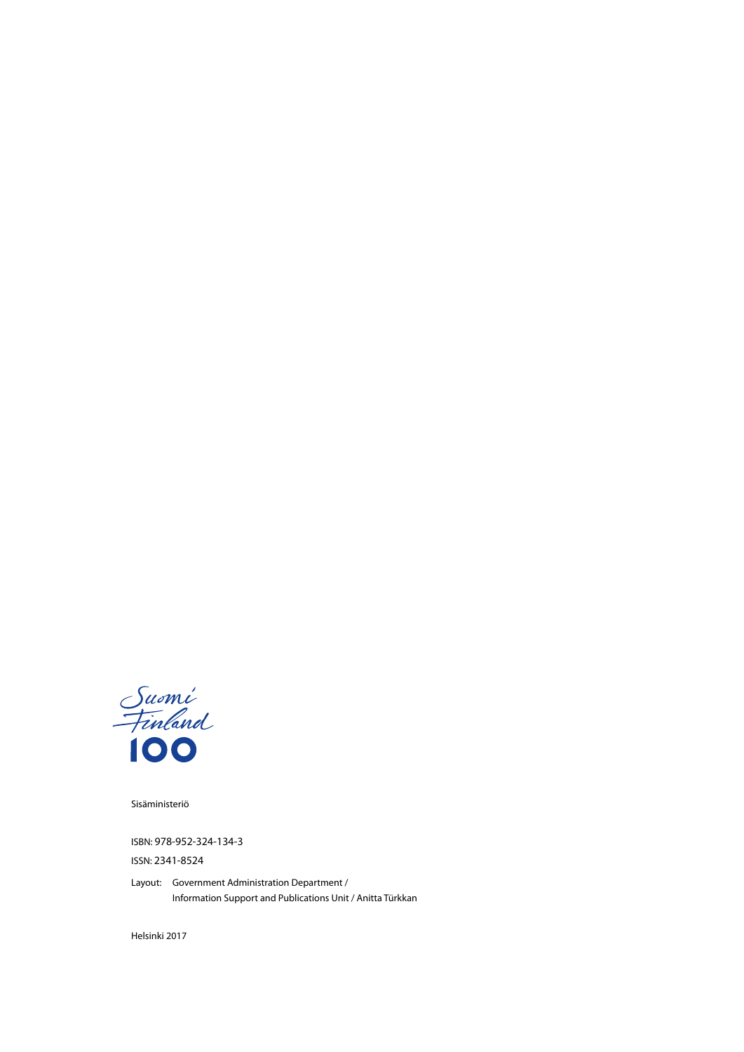Suomi Finland 100

Sisäministeriö

ISBN: 978-952-324-134-3

ISSN: 2341-8524

Layout: Government Administration Department / Information Support and Publications Unit / Anitta Türkkan

Helsinki 2017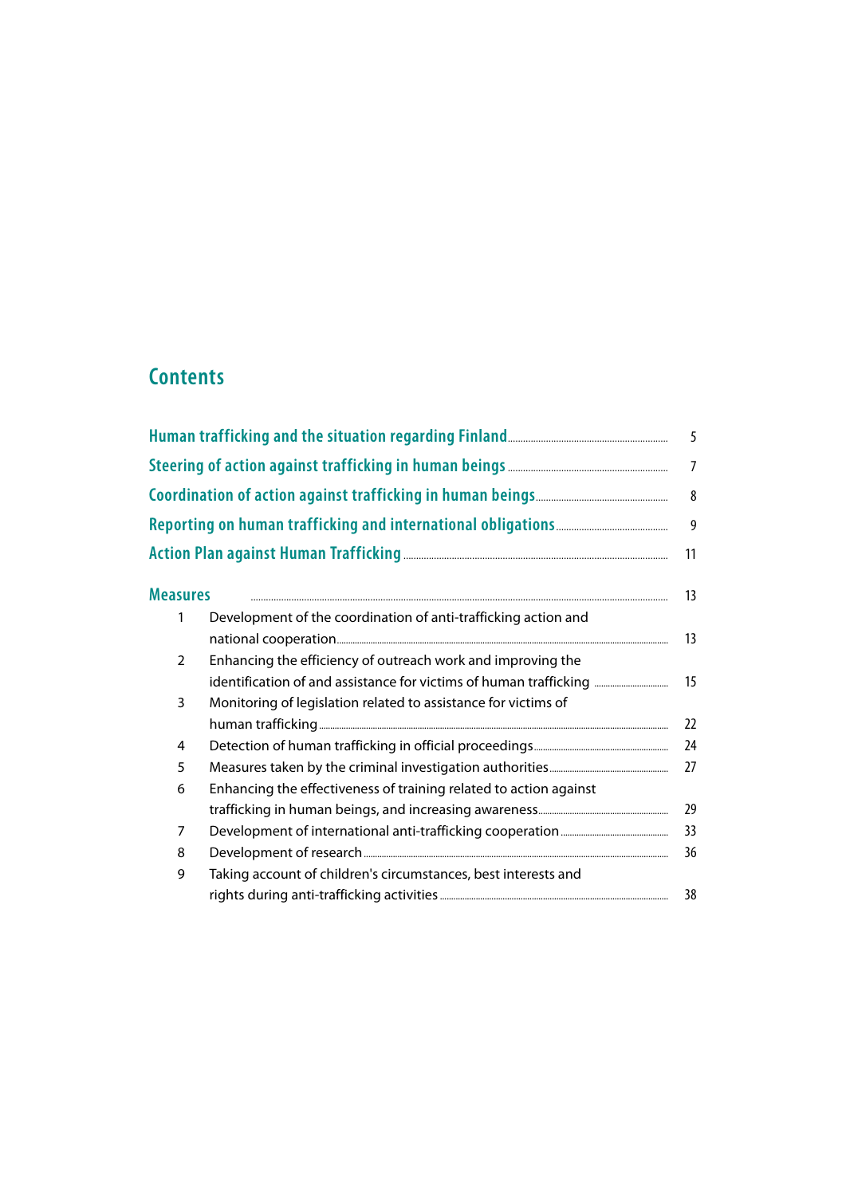# Contents

| | | |
|---|---|---|
| **Human trafficking and the situation regarding Finland** | | 5 |
| **Steering of action against trafficking in human beings** | | 7 |
| **Coordination of action against trafficking in human beings** | | 8 |
| **Reporting on human trafficking and international obligations** | | 9 |
| **Action Plan against Human Trafficking** | | 11 |
| **Measures** | | 13 |
| 1 | Development of the coordination of anti-trafficking action and national cooperation | 13 |
| 2 | Enhancing the efficiency of outreach work and improving the identification of and assistance for victims of human trafficking | 15 |
| 3 | Monitoring of legislation related to assistance for victims of human trafficking | 22 |
| 4 | Detection of human trafficking in official proceedings | 24 |
| 5 | Measures taken by the criminal investigation authorities | 27 |
| 6 | Enhancing the effectiveness of training related to action against trafficking in human beings, and increasing awareness | 29 |
| 7 | Development of international anti-trafficking cooperation | 33 |
| 8 | Development of research | 36 |
| 9 | Taking account of children's circumstances, best interests and rights during anti-trafficking activities | 38 |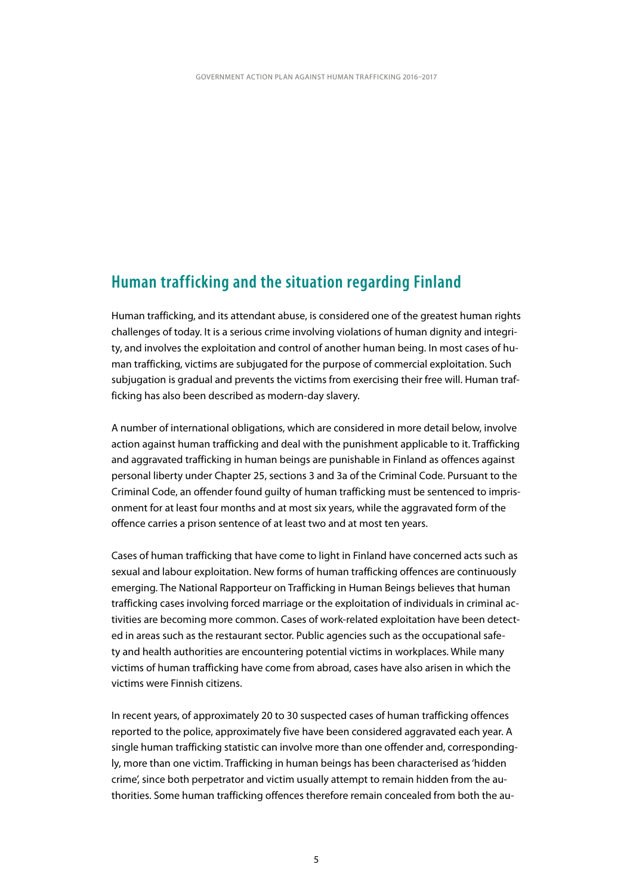## Human trafficking and the situation regarding Finland

Human trafficking, and its attendant abuse, is considered one of the greatest human rights challenges of today. It is a serious crime involving violations of human dignity and integrity, and involves the exploitation and control of another human being. In most cases of human trafficking, victims are subjugated for the purpose of commercial exploitation. Such subjugation is gradual and prevents the victims from exercising their free will. Human trafficking has also been described as modern-day slavery.

A number of international obligations, which are considered in more detail below, involve action against human trafficking and deal with the punishment applicable to it. Trafficking and aggravated trafficking in human beings are punishable in Finland as offences against personal liberty under Chapter 25, sections 3 and 3a of the Criminal Code. Pursuant to the Criminal Code, an offender found guilty of human trafficking must be sentenced to imprisonment for at least four months and at most six years, while the aggravated form of the offence carries a prison sentence of at least two and at most ten years.

Cases of human trafficking that have come to light in Finland have concerned acts such as sexual and labour exploitation. New forms of human trafficking offences are continuously emerging. The National Rapporteur on Trafficking in Human Beings believes that human trafficking cases involving forced marriage or the exploitation of individuals in criminal activities are becoming more common. Cases of work-related exploitation have been detected in areas such as the restaurant sector. Public agencies such as the occupational safety and health authorities are encountering potential victims in workplaces. While many victims of human trafficking have come from abroad, cases have also arisen in which the victims were Finnish citizens.

In recent years, of approximately 20 to 30 suspected cases of human trafficking offences reported to the police, approximately five have been considered aggravated each year. A single human trafficking statistic can involve more than one offender and, correspondingly, more than one victim. Trafficking in human beings has been characterised as 'hidden crime', since both perpetrator and victim usually attempt to remain hidden from the authorities. Some human trafficking offences therefore remain concealed from both the au-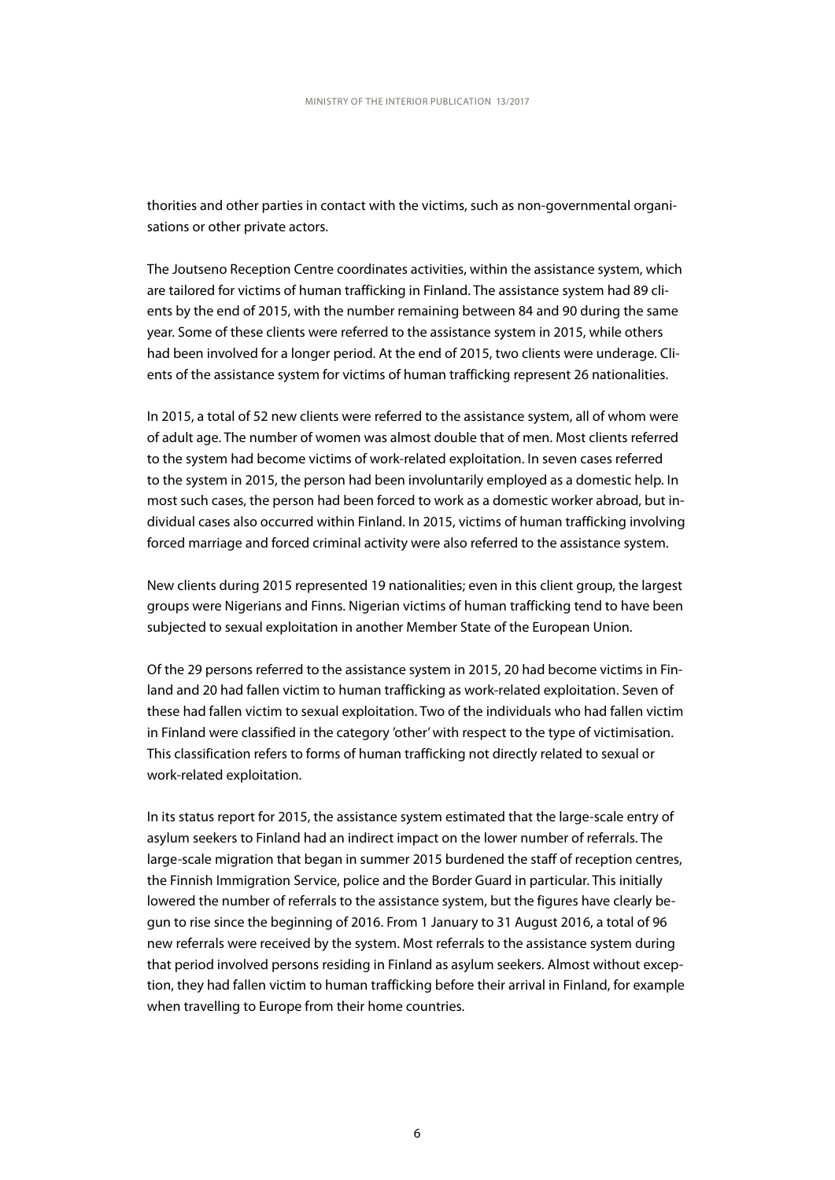thorities and other parties in contact with the victims, such as non-governmental organisations or other private actors.

The Joutseno Reception Centre coordinates activities, within the assistance system, which are tailored for victims of human trafficking in Finland. The assistance system had 89 clients by the end of 2015, with the number remaining between 84 and 90 during the same year. Some of these clients were referred to the assistance system in 2015, while others had been involved for a longer period. At the end of 2015, two clients were underage. Clients of the assistance system for victims of human trafficking represent 26 nationalities.

In 2015, a total of 52 new clients were referred to the assistance system, all of whom were of adult age. The number of women was almost double that of men. Most clients referred to the system had become victims of work-related exploitation. In seven cases referred to the system in 2015, the person had been involuntarily employed as a domestic help. In most such cases, the person had been forced to work as a domestic worker abroad, but individual cases also occurred within Finland. In 2015, victims of human trafficking involving forced marriage and forced criminal activity were also referred to the assistance system.

New clients during 2015 represented 19 nationalities; even in this client group, the largest groups were Nigerians and Finns. Nigerian victims of human trafficking tend to have been subjected to sexual exploitation in another Member State of the European Union.

Of the 29 persons referred to the assistance system in 2015, 20 had become victims in Finland and 20 had fallen victim to human trafficking as work-related exploitation. Seven of these had fallen victim to sexual exploitation. Two of the individuals who had fallen victim in Finland were classified in the category 'other' with respect to the type of victimisation. This classification refers to forms of human trafficking not directly related to sexual or work-related exploitation.

In its status report for 2015, the assistance system estimated that the large-scale entry of asylum seekers to Finland had an indirect impact on the lower number of referrals. The large-scale migration that began in summer 2015 burdened the staff of reception centres, the Finnish Immigration Service, police and the Border Guard in particular. This initially lowered the number of referrals to the assistance system, but the figures have clearly begun to rise since the beginning of 2016. From 1 January to 31 August 2016, a total of 96 new referrals were received by the system. Most referrals to the assistance system during that period involved persons residing in Finland as asylum seekers. Almost without exception, they had fallen victim to human trafficking before their arrival in Finland, for example when travelling to Europe from their home countries.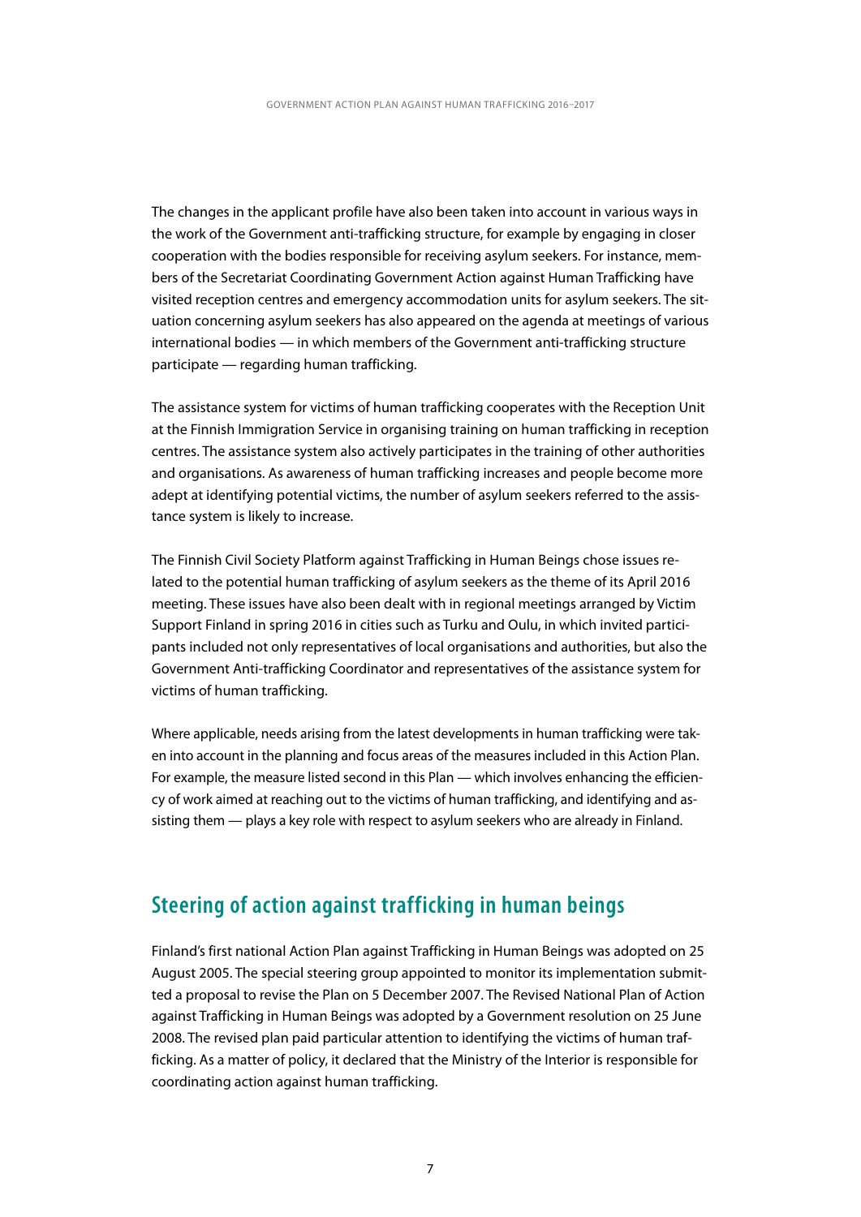The changes in the applicant profile have also been taken into account in various ways in the work of the Government anti-trafficking structure, for example by engaging in closer cooperation with the bodies responsible for receiving asylum seekers. For instance, members of the Secretariat Coordinating Government Action against Human Trafficking have visited reception centres and emergency accommodation units for asylum seekers. The situation concerning asylum seekers has also appeared on the agenda at meetings of various international bodies — in which members of the Government anti-trafficking structure participate — regarding human trafficking.

The assistance system for victims of human trafficking cooperates with the Reception Unit at the Finnish Immigration Service in organising training on human trafficking in reception centres. The assistance system also actively participates in the training of other authorities and organisations. As awareness of human trafficking increases and people become more adept at identifying potential victims, the number of asylum seekers referred to the assistance system is likely to increase.

The Finnish Civil Society Platform against Trafficking in Human Beings chose issues related to the potential human trafficking of asylum seekers as the theme of its April 2016 meeting. These issues have also been dealt with in regional meetings arranged by Victim Support Finland in spring 2016 in cities such as Turku and Oulu, in which invited participants included not only representatives of local organisations and authorities, but also the Government Anti-trafficking Coordinator and representatives of the assistance system for victims of human trafficking.

Where applicable, needs arising from the latest developments in human trafficking were taken into account in the planning and focus areas of the measures included in this Action Plan. For example, the measure listed second in this Plan — which involves enhancing the efficiency of work aimed at reaching out to the victims of human trafficking, and identifying and assisting them — plays a key role with respect to asylum seekers who are already in Finland.

## Steering of action against trafficking in human beings

Finland's first national Action Plan against Trafficking in Human Beings was adopted on 25 August 2005. The special steering group appointed to monitor its implementation submitted a proposal to revise the Plan on 5 December 2007. The Revised National Plan of Action against Trafficking in Human Beings was adopted by a Government resolution on 25 June 2008. The revised plan paid particular attention to identifying the victims of human trafficking. As a matter of policy, it declared that the Ministry of the Interior is responsible for coordinating action against human trafficking.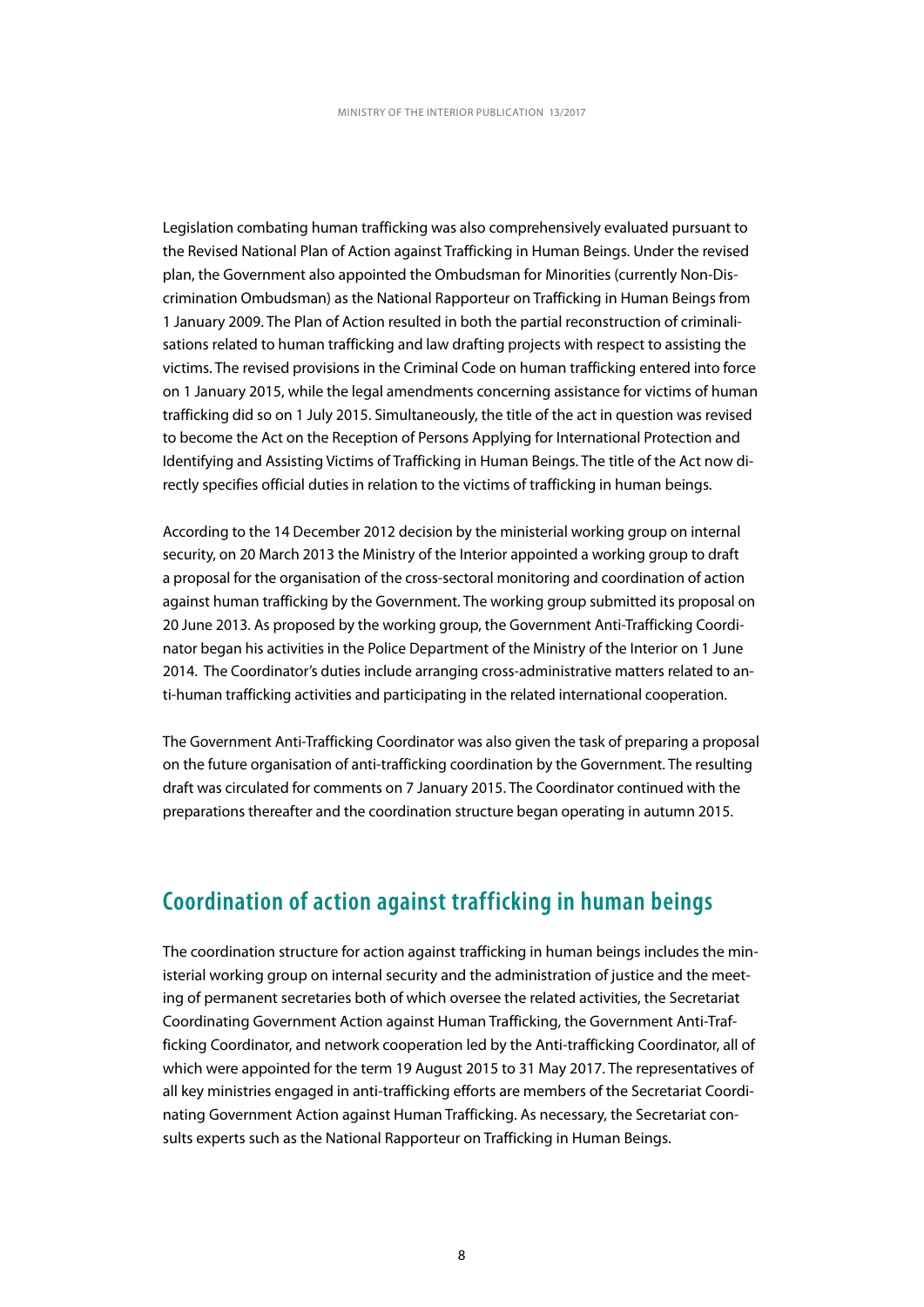Legislation combating human trafficking was also comprehensively evaluated pursuant to the Revised National Plan of Action against Trafficking in Human Beings. Under the revised plan, the Government also appointed the Ombudsman for Minorities (currently Non-Discrimination Ombudsman) as the National Rapporteur on Trafficking in Human Beings from 1 January 2009. The Plan of Action resulted in both the partial reconstruction of criminalisations related to human trafficking and law drafting projects with respect to assisting the victims. The revised provisions in the Criminal Code on human trafficking entered into force on 1 January 2015, while the legal amendments concerning assistance for victims of human trafficking did so on 1 July 2015. Simultaneously, the title of the act in question was revised to become the Act on the Reception of Persons Applying for International Protection and Identifying and Assisting Victims of Trafficking in Human Beings. The title of the Act now directly specifies official duties in relation to the victims of trafficking in human beings.

According to the 14 December 2012 decision by the ministerial working group on internal security, on 20 March 2013 the Ministry of the Interior appointed a working group to draft a proposal for the organisation of the cross-sectoral monitoring and coordination of action against human trafficking by the Government. The working group submitted its proposal on 20 June 2013. As proposed by the working group, the Government Anti-Trafficking Coordinator began his activities in the Police Department of the Ministry of the Interior on 1 June 2014. The Coordinator's duties include arranging cross-administrative matters related to anti-human trafficking activities and participating in the related international cooperation.

The Government Anti-Trafficking Coordinator was also given the task of preparing a proposal on the future organisation of anti-trafficking coordination by the Government. The resulting draft was circulated for comments on 7 January 2015. The Coordinator continued with the preparations thereafter and the coordination structure began operating in autumn 2015.

## Coordination of action against trafficking in human beings

The coordination structure for action against trafficking in human beings includes the ministerial working group on internal security and the administration of justice and the meeting of permanent secretaries both of which oversee the related activities, the Secretariat Coordinating Government Action against Human Trafficking, the Government Anti-Trafficking Coordinator, and network cooperation led by the Anti-trafficking Coordinator, all of which were appointed for the term 19 August 2015 to 31 May 2017. The representatives of all key ministries engaged in anti-trafficking efforts are members of the Secretariat Coordinating Government Action against Human Trafficking. As necessary, the Secretariat consults experts such as the National Rapporteur on Trafficking in Human Beings.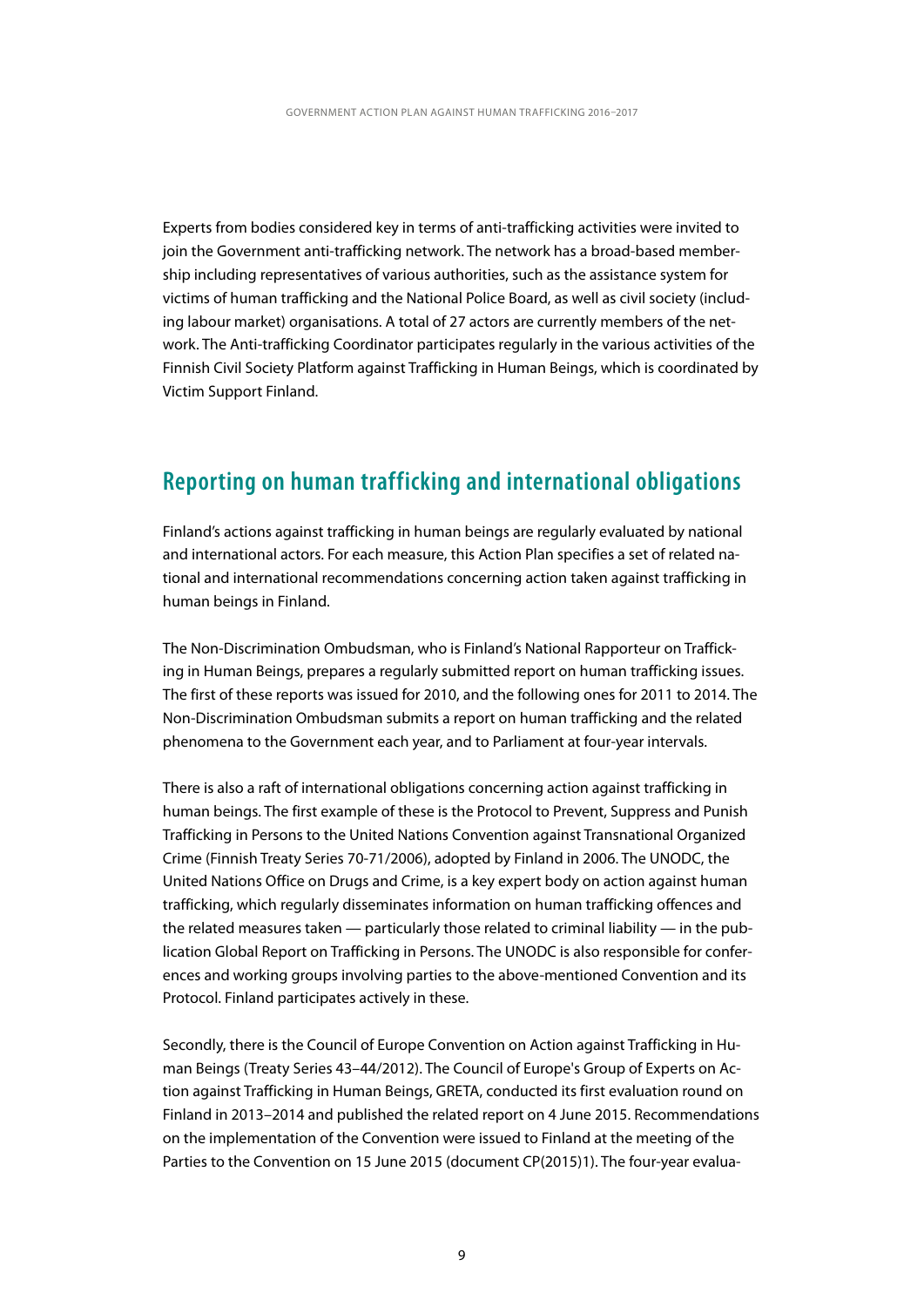Experts from bodies considered key in terms of anti-trafficking activities were invited to join the Government anti-trafficking network. The network has a broad-based membership including representatives of various authorities, such as the assistance system for victims of human trafficking and the National Police Board, as well as civil society (including labour market) organisations. A total of 27 actors are currently members of the network. The Anti-trafficking Coordinator participates regularly in the various activities of the Finnish Civil Society Platform against Trafficking in Human Beings, which is coordinated by Victim Support Finland.

## Reporting on human trafficking and international obligations

Finland's actions against trafficking in human beings are regularly evaluated by national and international actors. For each measure, this Action Plan specifies a set of related national and international recommendations concerning action taken against trafficking in human beings in Finland.

The Non-Discrimination Ombudsman, who is Finland's National Rapporteur on Trafficking in Human Beings, prepares a regularly submitted report on human trafficking issues. The first of these reports was issued for 2010, and the following ones for 2011 to 2014. The Non-Discrimination Ombudsman submits a report on human trafficking and the related phenomena to the Government each year, and to Parliament at four-year intervals.

There is also a raft of international obligations concerning action against trafficking in human beings. The first example of these is the Protocol to Prevent, Suppress and Punish Trafficking in Persons to the United Nations Convention against Transnational Organized Crime (Finnish Treaty Series 70-71/2006), adopted by Finland in 2006. The UNODC, the United Nations Office on Drugs and Crime, is a key expert body on action against human trafficking, which regularly disseminates information on human trafficking offences and the related measures taken — particularly those related to criminal liability — in the publication Global Report on Trafficking in Persons. The UNODC is also responsible for conferences and working groups involving parties to the above-mentioned Convention and its Protocol. Finland participates actively in these.

Secondly, there is the Council of Europe Convention on Action against Trafficking in Human Beings (Treaty Series 43–44/2012). The Council of Europe's Group of Experts on Action against Trafficking in Human Beings, GRETA, conducted its first evaluation round on Finland in 2013–2014 and published the related report on 4 June 2015. Recommendations on the implementation of the Convention were issued to Finland at the meeting of the Parties to the Convention on 15 June 2015 (document CP(2015)1). The four-year evalua-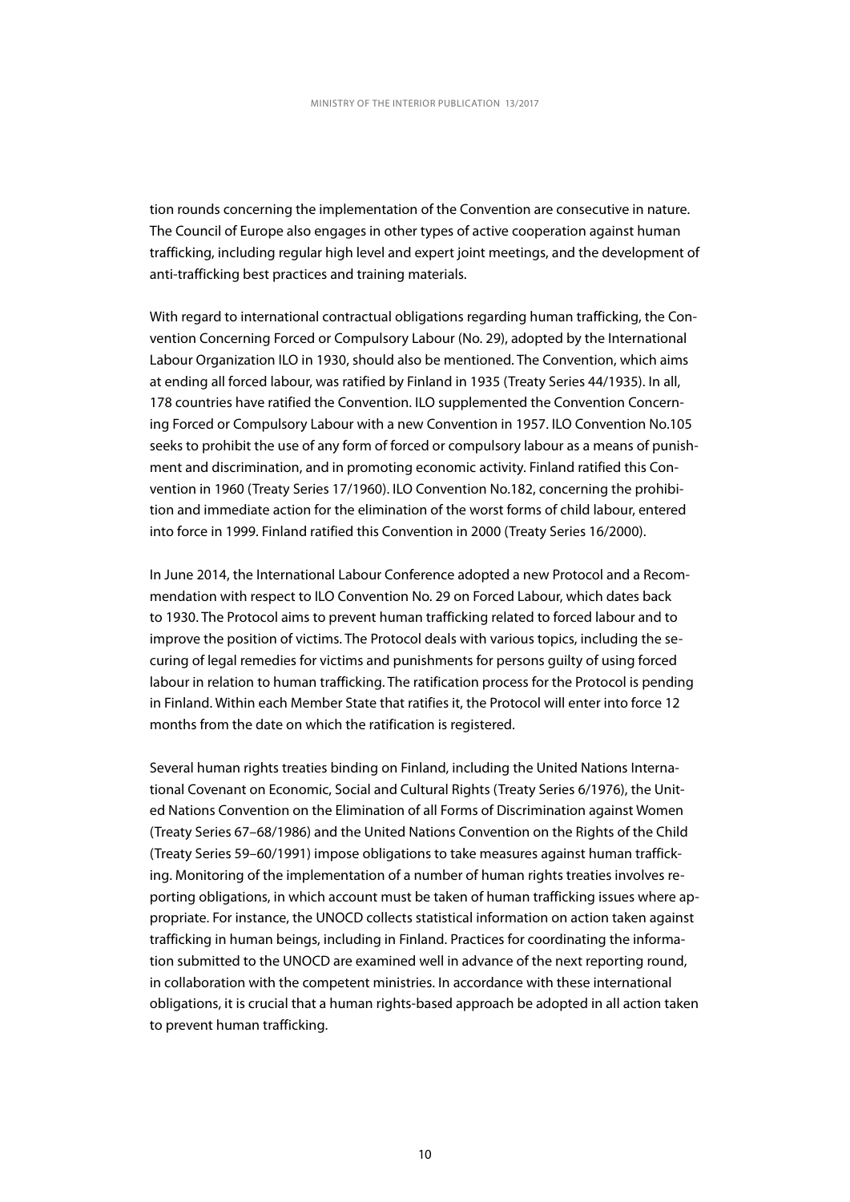tion rounds concerning the implementation of the Convention are consecutive in nature. The Council of Europe also engages in other types of active cooperation against human trafficking, including regular high level and expert joint meetings, and the development of anti-trafficking best practices and training materials.

With regard to international contractual obligations regarding human trafficking, the Convention Concerning Forced or Compulsory Labour (No. 29), adopted by the International Labour Organization ILO in 1930, should also be mentioned. The Convention, which aims at ending all forced labour, was ratified by Finland in 1935 (Treaty Series 44/1935). In all, 178 countries have ratified the Convention. ILO supplemented the Convention Concerning Forced or Compulsory Labour with a new Convention in 1957. ILO Convention No.105 seeks to prohibit the use of any form of forced or compulsory labour as a means of punishment and discrimination, and in promoting economic activity. Finland ratified this Convention in 1960 (Treaty Series 17/1960). ILO Convention No.182, concerning the prohibition and immediate action for the elimination of the worst forms of child labour, entered into force in 1999. Finland ratified this Convention in 2000 (Treaty Series 16/2000).

In June 2014, the International Labour Conference adopted a new Protocol and a Recommendation with respect to ILO Convention No. 29 on Forced Labour, which dates back to 1930. The Protocol aims to prevent human trafficking related to forced labour and to improve the position of victims. The Protocol deals with various topics, including the securing of legal remedies for victims and punishments for persons guilty of using forced labour in relation to human trafficking. The ratification process for the Protocol is pending in Finland. Within each Member State that ratifies it, the Protocol will enter into force 12 months from the date on which the ratification is registered.

Several human rights treaties binding on Finland, including the United Nations International Covenant on Economic, Social and Cultural Rights (Treaty Series 6/1976), the United Nations Convention on the Elimination of all Forms of Discrimination against Women (Treaty Series 67–68/1986) and the United Nations Convention on the Rights of the Child (Treaty Series 59–60/1991) impose obligations to take measures against human trafficking. Monitoring of the implementation of a number of human rights treaties involves reporting obligations, in which account must be taken of human trafficking issues where appropriate. For instance, the UNOCD collects statistical information on action taken against trafficking in human beings, including in Finland. Practices for coordinating the information submitted to the UNOCD are examined well in advance of the next reporting round, in collaboration with the competent ministries. In accordance with these international obligations, it is crucial that a human rights-based approach be adopted in all action taken to prevent human trafficking.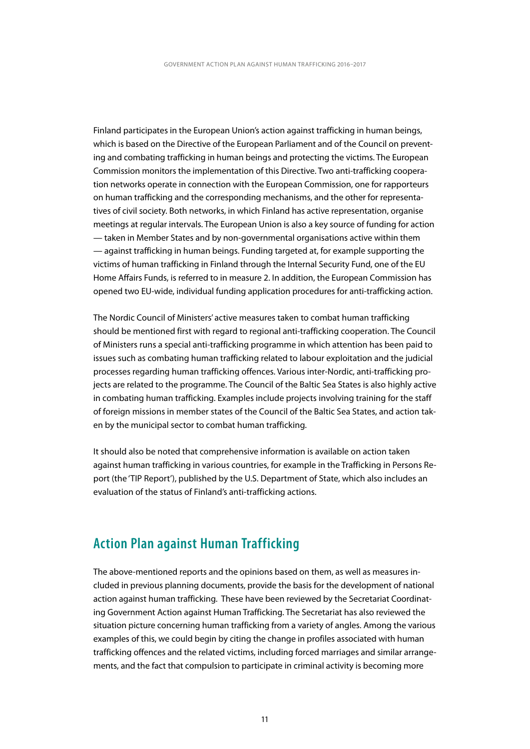Finland participates in the European Union's action against trafficking in human beings, which is based on the Directive of the European Parliament and of the Council on preventing and combating trafficking in human beings and protecting the victims. The European Commission monitors the implementation of this Directive. Two anti-trafficking cooperation networks operate in connection with the European Commission, one for rapporteurs on human trafficking and the corresponding mechanisms, and the other for representatives of civil society. Both networks, in which Finland has active representation, organise meetings at regular intervals. The European Union is also a key source of funding for action — taken in Member States and by non-governmental organisations active within them — against trafficking in human beings. Funding targeted at, for example supporting the victims of human trafficking in Finland through the Internal Security Fund, one of the EU Home Affairs Funds, is referred to in measure 2. In addition, the European Commission has opened two EU-wide, individual funding application procedures for anti-trafficking action.

The Nordic Council of Ministers' active measures taken to combat human trafficking should be mentioned first with regard to regional anti-trafficking cooperation. The Council of Ministers runs a special anti-trafficking programme in which attention has been paid to issues such as combating human trafficking related to labour exploitation and the judicial processes regarding human trafficking offences. Various inter-Nordic, anti-trafficking projects are related to the programme. The Council of the Baltic Sea States is also highly active in combating human trafficking. Examples include projects involving training for the staff of foreign missions in member states of the Council of the Baltic Sea States, and action taken by the municipal sector to combat human trafficking.

It should also be noted that comprehensive information is available on action taken against human trafficking in various countries, for example in the Trafficking in Persons Report (the 'TIP Report'), published by the U.S. Department of State, which also includes an evaluation of the status of Finland's anti-trafficking actions.

## Action Plan against Human Trafficking

The above-mentioned reports and the opinions based on them, as well as measures included in previous planning documents, provide the basis for the development of national action against human trafficking. These have been reviewed by the Secretariat Coordinating Government Action against Human Trafficking. The Secretariat has also reviewed the situation picture concerning human trafficking from a variety of angles. Among the various examples of this, we could begin by citing the change in profiles associated with human trafficking offences and the related victims, including forced marriages and similar arrangements, and the fact that compulsion to participate in criminal activity is becoming more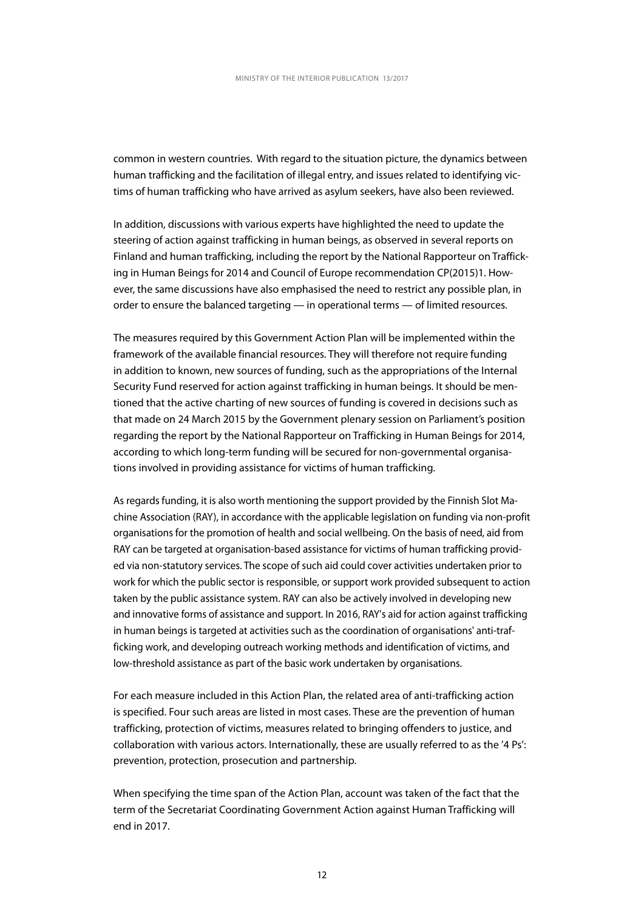common in western countries. With regard to the situation picture, the dynamics between human trafficking and the facilitation of illegal entry, and issues related to identifying victims of human trafficking who have arrived as asylum seekers, have also been reviewed.

In addition, discussions with various experts have highlighted the need to update the steering of action against trafficking in human beings, as observed in several reports on Finland and human trafficking, including the report by the National Rapporteur on Trafficking in Human Beings for 2014 and Council of Europe recommendation CP(2015)1. However, the same discussions have also emphasised the need to restrict any possible plan, in order to ensure the balanced targeting — in operational terms — of limited resources.

The measures required by this Government Action Plan will be implemented within the framework of the available financial resources. They will therefore not require funding in addition to known, new sources of funding, such as the appropriations of the Internal Security Fund reserved for action against trafficking in human beings. It should be mentioned that the active charting of new sources of funding is covered in decisions such as that made on 24 March 2015 by the Government plenary session on Parliament's position regarding the report by the National Rapporteur on Trafficking in Human Beings for 2014, according to which long-term funding will be secured for non-governmental organisations involved in providing assistance for victims of human trafficking.

As regards funding, it is also worth mentioning the support provided by the Finnish Slot Machine Association (RAY), in accordance with the applicable legislation on funding via non-profit organisations for the promotion of health and social wellbeing. On the basis of need, aid from RAY can be targeted at organisation-based assistance for victims of human trafficking provided via non-statutory services. The scope of such aid could cover activities undertaken prior to work for which the public sector is responsible, or support work provided subsequent to action taken by the public assistance system. RAY can also be actively involved in developing new and innovative forms of assistance and support. In 2016, RAY's aid for action against trafficking in human beings is targeted at activities such as the coordination of organisations' anti-trafficking work, and developing outreach working methods and identification of victims, and low-threshold assistance as part of the basic work undertaken by organisations.

For each measure included in this Action Plan, the related area of anti-trafficking action is specified. Four such areas are listed in most cases. These are the prevention of human trafficking, protection of victims, measures related to bringing offenders to justice, and collaboration with various actors. Internationally, these are usually referred to as the '4 Ps': prevention, protection, prosecution and partnership.

When specifying the time span of the Action Plan, account was taken of the fact that the term of the Secretariat Coordinating Government Action against Human Trafficking will end in 2017.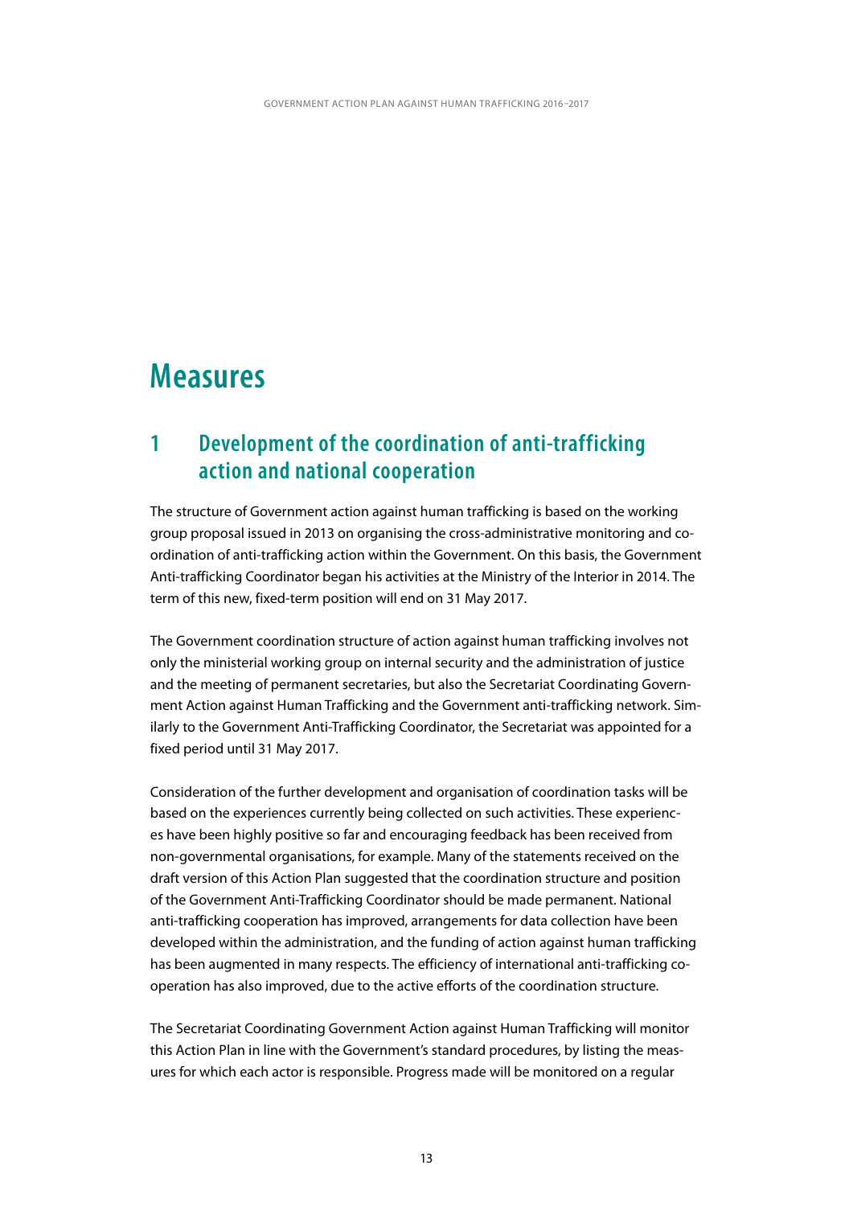# Measures

## 1 Development of the coordination of anti-trafficking action and national cooperation

The structure of Government action against human trafficking is based on the working group proposal issued in 2013 on organising the cross-administrative monitoring and coordination of anti-trafficking action within the Government. On this basis, the Government Anti-trafficking Coordinator began his activities at the Ministry of the Interior in 2014. The term of this new, fixed-term position will end on 31 May 2017.

The Government coordination structure of action against human trafficking involves not only the ministerial working group on internal security and the administration of justice and the meeting of permanent secretaries, but also the Secretariat Coordinating Government Action against Human Trafficking and the Government anti-trafficking network. Similarly to the Government Anti-Trafficking Coordinator, the Secretariat was appointed for a fixed period until 31 May 2017.

Consideration of the further development and organisation of coordination tasks will be based on the experiences currently being collected on such activities. These experiences have been highly positive so far and encouraging feedback has been received from non-governmental organisations, for example. Many of the statements received on the draft version of this Action Plan suggested that the coordination structure and position of the Government Anti-Trafficking Coordinator should be made permanent. National anti-trafficking cooperation has improved, arrangements for data collection have been developed within the administration, and the funding of action against human trafficking has been augmented in many respects. The efficiency of international anti-trafficking cooperation has also improved, due to the active efforts of the coordination structure.

The Secretariat Coordinating Government Action against Human Trafficking will monitor this Action Plan in line with the Government's standard procedures, by listing the measures for which each actor is responsible. Progress made will be monitored on a regular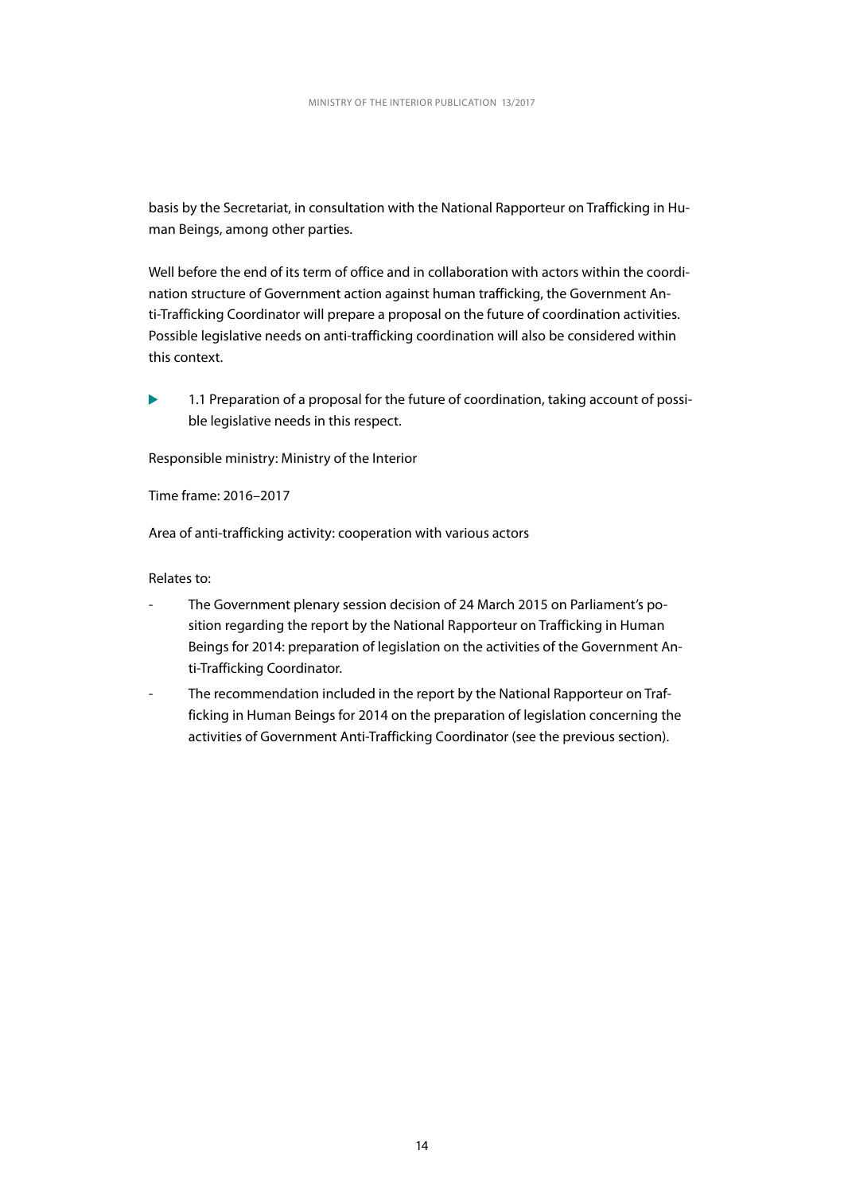basis by the Secretariat, in consultation with the National Rapporteur on Trafficking in Human Beings, among other parties.

Well before the end of its term of office and in collaboration with actors within the coordination structure of Government action against human trafficking, the Government Anti-Trafficking Coordinator will prepare a proposal on the future of coordination activities. Possible legislative needs on anti-trafficking coordination will also be considered within this context.

▶ 1.1 Preparation of a proposal for the future of coordination, taking account of possible legislative needs in this respect.

Responsible ministry: Ministry of the Interior

Time frame: 2016–2017

Area of anti-trafficking activity: cooperation with various actors

Relates to:

- The Government plenary session decision of 24 March 2015 on Parliament's position regarding the report by the National Rapporteur on Trafficking in Human Beings for 2014: preparation of legislation on the activities of the Government Anti-Trafficking Coordinator.
- The recommendation included in the report by the National Rapporteur on Trafficking in Human Beings for 2014 on the preparation of legislation concerning the activities of Government Anti-Trafficking Coordinator (see the previous section).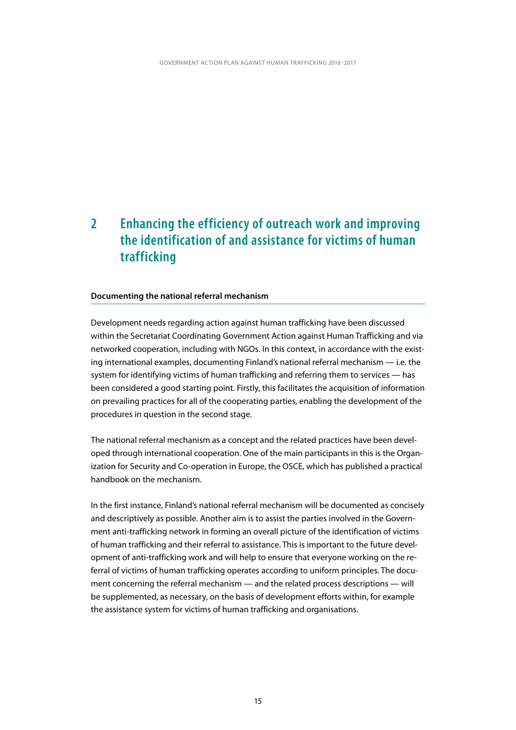# 2 Enhancing the efficiency of outreach work and improving the identification of and assistance for victims of human trafficking

**Documenting the national referral mechanism**

Development needs regarding action against human trafficking have been discussed within the Secretariat Coordinating Government Action against Human Trafficking and via networked cooperation, including with NGOs. In this context, in accordance with the existing international examples, documenting Finland's national referral mechanism — i.e. the system for identifying victims of human trafficking and referring them to services — has been considered a good starting point. Firstly, this facilitates the acquisition of information on prevailing practices for all of the cooperating parties, enabling the development of the procedures in question in the second stage.

The national referral mechanism as a concept and the related practices have been developed through international cooperation. One of the main participants in this is the Organization for Security and Co-operation in Europe, the OSCE, which has published a practical handbook on the mechanism.

In the first instance, Finland's national referral mechanism will be documented as concisely and descriptively as possible. Another aim is to assist the parties involved in the Government anti-trafficking network in forming an overall picture of the identification of victims of human trafficking and their referral to assistance. This is important to the future development of anti-trafficking work and will help to ensure that everyone working on the referral of victims of human trafficking operates according to uniform principles. The document concerning the referral mechanism — and the related process descriptions — will be supplemented, as necessary, on the basis of development efforts within, for example the assistance system for victims of human trafficking and organisations.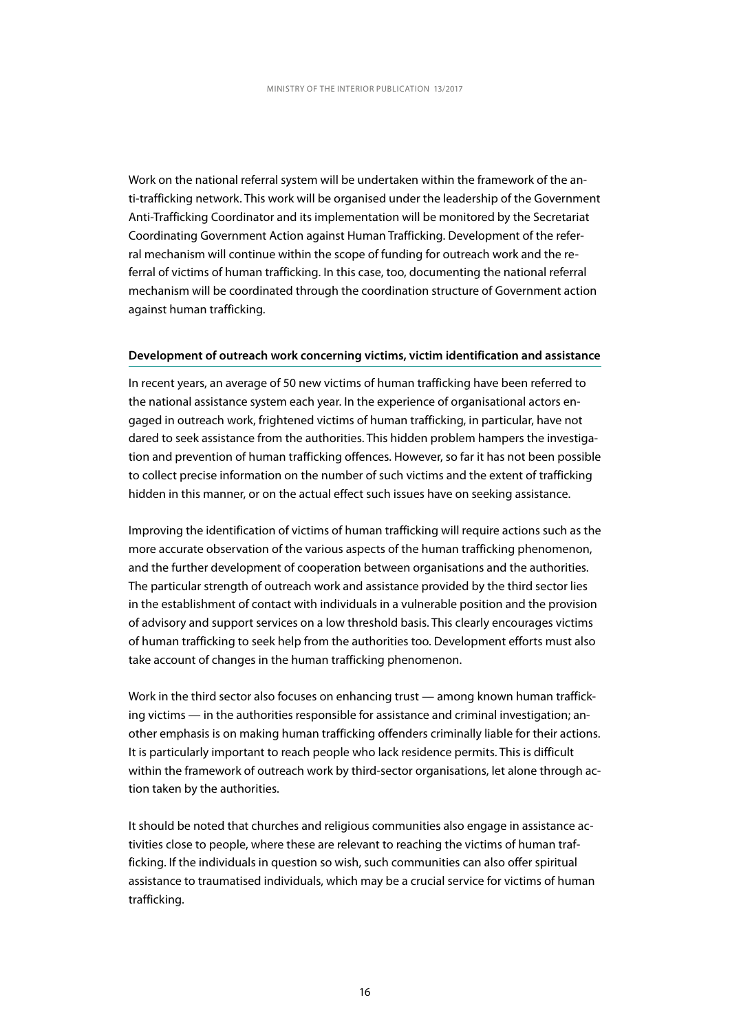Work on the national referral system will be undertaken within the framework of the anti-trafficking network. This work will be organised under the leadership of the Government Anti-Trafficking Coordinator and its implementation will be monitored by the Secretariat Coordinating Government Action against Human Trafficking. Development of the referral mechanism will continue within the scope of funding for outreach work and the referral of victims of human trafficking. In this case, too, documenting the national referral mechanism will be coordinated through the coordination structure of Government action against human trafficking.

### Development of outreach work concerning victims, victim identification and assistance

In recent years, an average of 50 new victims of human trafficking have been referred to the national assistance system each year. In the experience of organisational actors engaged in outreach work, frightened victims of human trafficking, in particular, have not dared to seek assistance from the authorities. This hidden problem hampers the investigation and prevention of human trafficking offences. However, so far it has not been possible to collect precise information on the number of such victims and the extent of trafficking hidden in this manner, or on the actual effect such issues have on seeking assistance.

Improving the identification of victims of human trafficking will require actions such as the more accurate observation of the various aspects of the human trafficking phenomenon, and the further development of cooperation between organisations and the authorities. The particular strength of outreach work and assistance provided by the third sector lies in the establishment of contact with individuals in a vulnerable position and the provision of advisory and support services on a low threshold basis. This clearly encourages victims of human trafficking to seek help from the authorities too. Development efforts must also take account of changes in the human trafficking phenomenon.

Work in the third sector also focuses on enhancing trust — among known human trafficking victims — in the authorities responsible for assistance and criminal investigation; another emphasis is on making human trafficking offenders criminally liable for their actions. It is particularly important to reach people who lack residence permits. This is difficult within the framework of outreach work by third-sector organisations, let alone through action taken by the authorities.

It should be noted that churches and religious communities also engage in assistance activities close to people, where these are relevant to reaching the victims of human trafficking. If the individuals in question so wish, such communities can also offer spiritual assistance to traumatised individuals, which may be a crucial service for victims of human trafficking.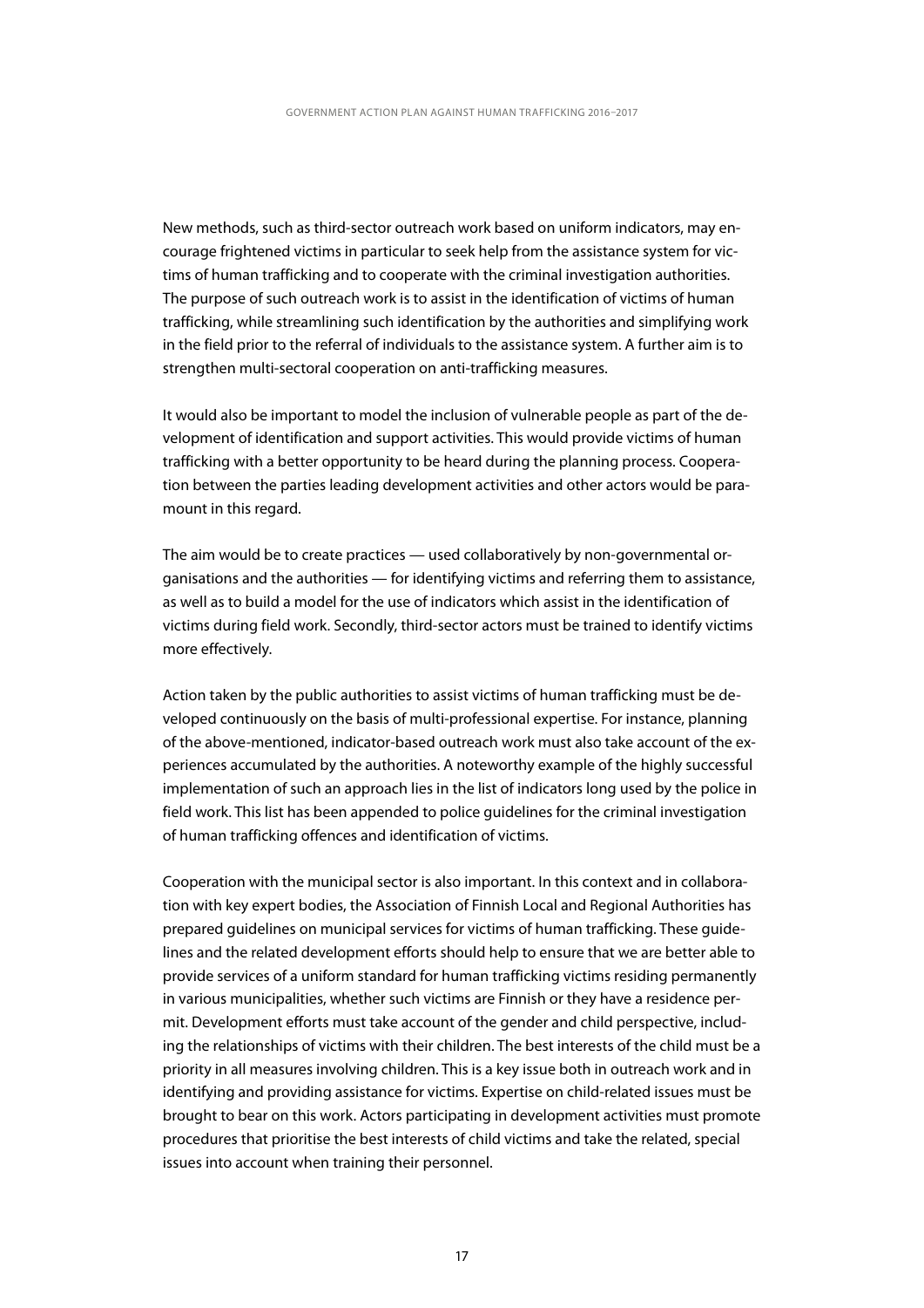New methods, such as third-sector outreach work based on uniform indicators, may encourage frightened victims in particular to seek help from the assistance system for victims of human trafficking and to cooperate with the criminal investigation authorities. The purpose of such outreach work is to assist in the identification of victims of human trafficking, while streamlining such identification by the authorities and simplifying work in the field prior to the referral of individuals to the assistance system. A further aim is to strengthen multi-sectoral cooperation on anti-trafficking measures.

It would also be important to model the inclusion of vulnerable people as part of the development of identification and support activities. This would provide victims of human trafficking with a better opportunity to be heard during the planning process. Cooperation between the parties leading development activities and other actors would be paramount in this regard.

The aim would be to create practices — used collaboratively by non-governmental organisations and the authorities — for identifying victims and referring them to assistance, as well as to build a model for the use of indicators which assist in the identification of victims during field work. Secondly, third-sector actors must be trained to identify victims more effectively.

Action taken by the public authorities to assist victims of human trafficking must be developed continuously on the basis of multi-professional expertise. For instance, planning of the above-mentioned, indicator-based outreach work must also take account of the experiences accumulated by the authorities. A noteworthy example of the highly successful implementation of such an approach lies in the list of indicators long used by the police in field work. This list has been appended to police guidelines for the criminal investigation of human trafficking offences and identification of victims.

Cooperation with the municipal sector is also important. In this context and in collaboration with key expert bodies, the Association of Finnish Local and Regional Authorities has prepared guidelines on municipal services for victims of human trafficking. These guidelines and the related development efforts should help to ensure that we are better able to provide services of a uniform standard for human trafficking victims residing permanently in various municipalities, whether such victims are Finnish or they have a residence permit. Development efforts must take account of the gender and child perspective, including the relationships of victims with their children. The best interests of the child must be a priority in all measures involving children. This is a key issue both in outreach work and in identifying and providing assistance for victims. Expertise on child-related issues must be brought to bear on this work. Actors participating in development activities must promote procedures that prioritise the best interests of child victims and take the related, special issues into account when training their personnel.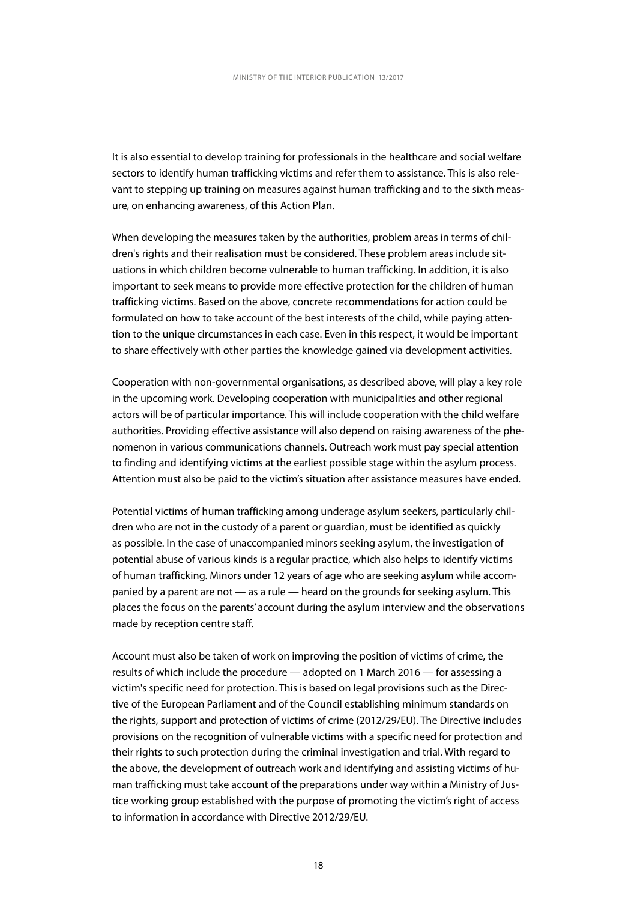It is also essential to develop training for professionals in the healthcare and social welfare sectors to identify human trafficking victims and refer them to assistance. This is also relevant to stepping up training on measures against human trafficking and to the sixth measure, on enhancing awareness, of this Action Plan.

When developing the measures taken by the authorities, problem areas in terms of children's rights and their realisation must be considered. These problem areas include situations in which children become vulnerable to human trafficking. In addition, it is also important to seek means to provide more effective protection for the children of human trafficking victims. Based on the above, concrete recommendations for action could be formulated on how to take account of the best interests of the child, while paying attention to the unique circumstances in each case. Even in this respect, it would be important to share effectively with other parties the knowledge gained via development activities.

Cooperation with non-governmental organisations, as described above, will play a key role in the upcoming work. Developing cooperation with municipalities and other regional actors will be of particular importance. This will include cooperation with the child welfare authorities. Providing effective assistance will also depend on raising awareness of the phenomenon in various communications channels. Outreach work must pay special attention to finding and identifying victims at the earliest possible stage within the asylum process. Attention must also be paid to the victim's situation after assistance measures have ended.

Potential victims of human trafficking among underage asylum seekers, particularly children who are not in the custody of a parent or guardian, must be identified as quickly as possible. In the case of unaccompanied minors seeking asylum, the investigation of potential abuse of various kinds is a regular practice, which also helps to identify victims of human trafficking. Minors under 12 years of age who are seeking asylum while accompanied by a parent are not — as a rule — heard on the grounds for seeking asylum. This places the focus on the parents' account during the asylum interview and the observations made by reception centre staff.

Account must also be taken of work on improving the position of victims of crime, the results of which include the procedure — adopted on 1 March 2016 — for assessing a victim's specific need for protection. This is based on legal provisions such as the Directive of the European Parliament and of the Council establishing minimum standards on the rights, support and protection of victims of crime (2012/29/EU). The Directive includes provisions on the recognition of vulnerable victims with a specific need for protection and their rights to such protection during the criminal investigation and trial. With regard to the above, the development of outreach work and identifying and assisting victims of human trafficking must take account of the preparations under way within a Ministry of Justice working group established with the purpose of promoting the victim's right of access to information in accordance with Directive 2012/29/EU.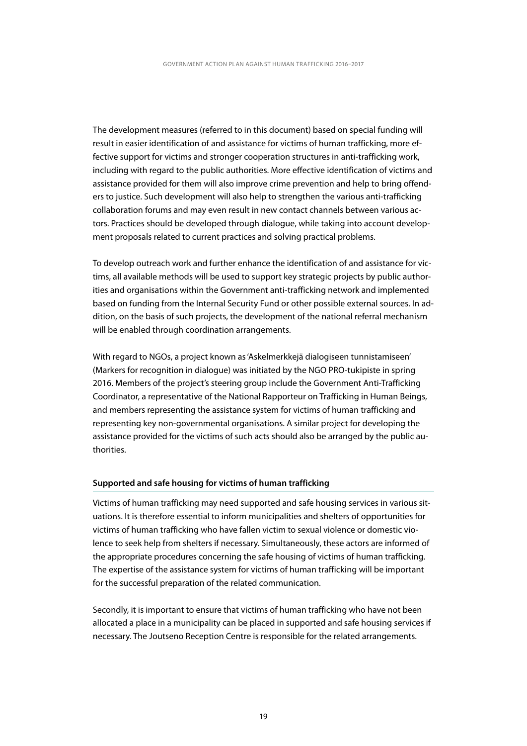The development measures (referred to in this document) based on special funding will result in easier identification of and assistance for victims of human trafficking, more effective support for victims and stronger cooperation structures in anti-trafficking work, including with regard to the public authorities. More effective identification of victims and assistance provided for them will also improve crime prevention and help to bring offenders to justice. Such development will also help to strengthen the various anti-trafficking collaboration forums and may even result in new contact channels between various actors. Practices should be developed through dialogue, while taking into account development proposals related to current practices and solving practical problems.

To develop outreach work and further enhance the identification of and assistance for victims, all available methods will be used to support key strategic projects by public authorities and organisations within the Government anti-trafficking network and implemented based on funding from the Internal Security Fund or other possible external sources. In addition, on the basis of such projects, the development of the national referral mechanism will be enabled through coordination arrangements.

With regard to NGOs, a project known as 'Askelmerkkejä dialogiseen tunnistamiseen' (Markers for recognition in dialogue) was initiated by the NGO PRO-tukipiste in spring 2016. Members of the project's steering group include the Government Anti-Trafficking Coordinator, a representative of the National Rapporteur on Trafficking in Human Beings, and members representing the assistance system for victims of human trafficking and representing key non-governmental organisations. A similar project for developing the assistance provided for the victims of such acts should also be arranged by the public authorities.

### Supported and safe housing for victims of human trafficking

Victims of human trafficking may need supported and safe housing services in various situations. It is therefore essential to inform municipalities and shelters of opportunities for victims of human trafficking who have fallen victim to sexual violence or domestic violence to seek help from shelters if necessary. Simultaneously, these actors are informed of the appropriate procedures concerning the safe housing of victims of human trafficking. The expertise of the assistance system for victims of human trafficking will be important for the successful preparation of the related communication.

Secondly, it is important to ensure that victims of human trafficking who have not been allocated a place in a municipality can be placed in supported and safe housing services if necessary. The Joutseno Reception Centre is responsible for the related arrangements.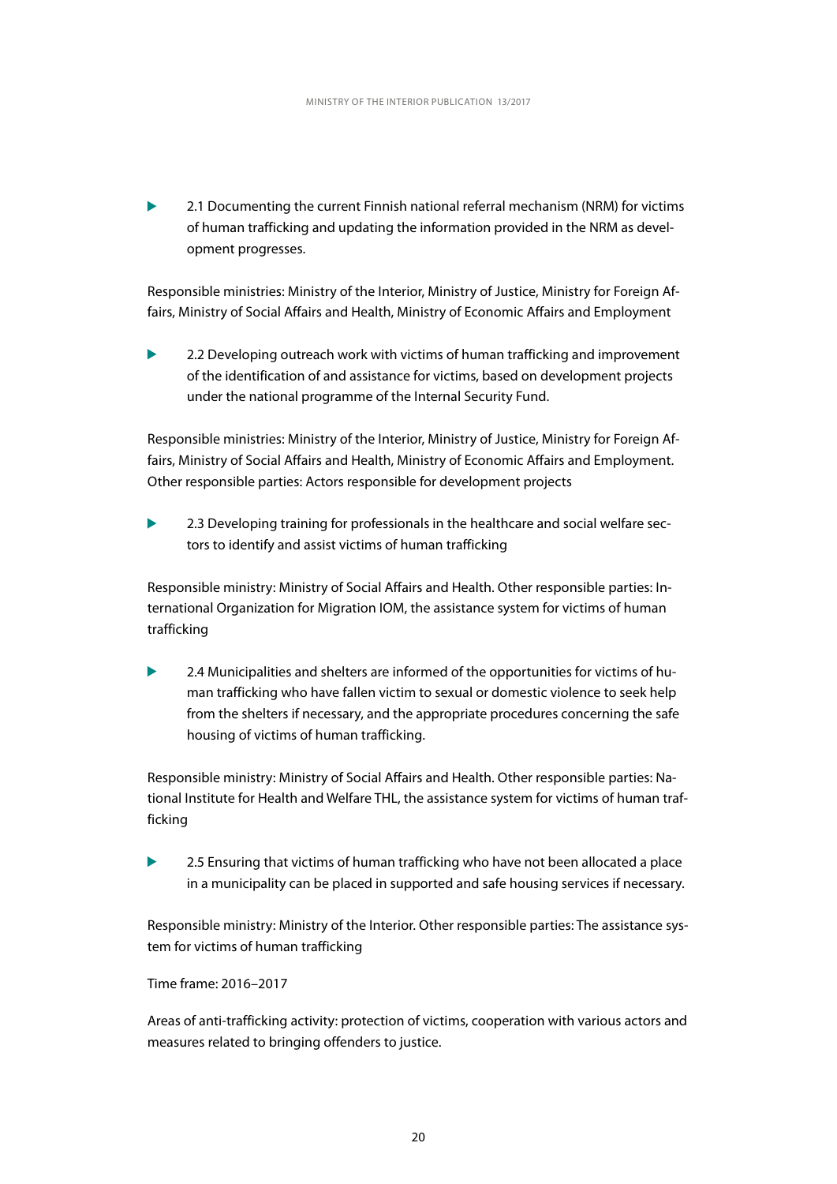- 2.1 Documenting the current Finnish national referral mechanism (NRM) for victims of human trafficking and updating the information provided in the NRM as development progresses.

Responsible ministries: Ministry of the Interior, Ministry of Justice, Ministry for Foreign Affairs, Ministry of Social Affairs and Health, Ministry of Economic Affairs and Employment

- 2.2 Developing outreach work with victims of human trafficking and improvement of the identification of and assistance for victims, based on development projects under the national programme of the Internal Security Fund.

Responsible ministries: Ministry of the Interior, Ministry of Justice, Ministry for Foreign Affairs, Ministry of Social Affairs and Health, Ministry of Economic Affairs and Employment. Other responsible parties: Actors responsible for development projects

- 2.3 Developing training for professionals in the healthcare and social welfare sectors to identify and assist victims of human trafficking

Responsible ministry: Ministry of Social Affairs and Health. Other responsible parties: International Organization for Migration IOM, the assistance system for victims of human trafficking

- 2.4 Municipalities and shelters are informed of the opportunities for victims of human trafficking who have fallen victim to sexual or domestic violence to seek help from the shelters if necessary, and the appropriate procedures concerning the safe housing of victims of human trafficking.

Responsible ministry: Ministry of Social Affairs and Health. Other responsible parties: National Institute for Health and Welfare THL, the assistance system for victims of human trafficking

- 2.5 Ensuring that victims of human trafficking who have not been allocated a place in a municipality can be placed in supported and safe housing services if necessary.

Responsible ministry: Ministry of the Interior. Other responsible parties: The assistance system for victims of human trafficking

Time frame: 2016–2017

Areas of anti-trafficking activity: protection of victims, cooperation with various actors and measures related to bringing offenders to justice.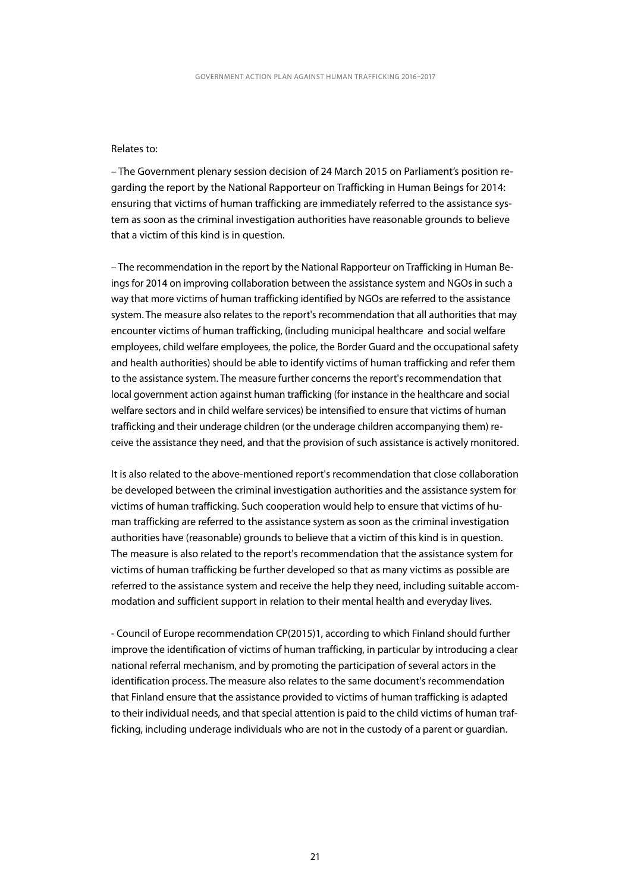Relates to:

– The Government plenary session decision of 24 March 2015 on Parliament's position regarding the report by the National Rapporteur on Trafficking in Human Beings for 2014: ensuring that victims of human trafficking are immediately referred to the assistance system as soon as the criminal investigation authorities have reasonable grounds to believe that a victim of this kind is in question.

– The recommendation in the report by the National Rapporteur on Trafficking in Human Beings for 2014 on improving collaboration between the assistance system and NGOs in such a way that more victims of human trafficking identified by NGOs are referred to the assistance system. The measure also relates to the report's recommendation that all authorities that may encounter victims of human trafficking, (including municipal healthcare and social welfare employees, child welfare employees, the police, the Border Guard and the occupational safety and health authorities) should be able to identify victims of human trafficking and refer them to the assistance system. The measure further concerns the report's recommendation that local government action against human trafficking (for instance in the healthcare and social welfare sectors and in child welfare services) be intensified to ensure that victims of human trafficking and their underage children (or the underage children accompanying them) receive the assistance they need, and that the provision of such assistance is actively monitored.

It is also related to the above-mentioned report's recommendation that close collaboration be developed between the criminal investigation authorities and the assistance system for victims of human trafficking. Such cooperation would help to ensure that victims of human trafficking are referred to the assistance system as soon as the criminal investigation authorities have (reasonable) grounds to believe that a victim of this kind is in question. The measure is also related to the report's recommendation that the assistance system for victims of human trafficking be further developed so that as many victims as possible are referred to the assistance system and receive the help they need, including suitable accommodation and sufficient support in relation to their mental health and everyday lives.

- Council of Europe recommendation CP(2015)1, according to which Finland should further improve the identification of victims of human trafficking, in particular by introducing a clear national referral mechanism, and by promoting the participation of several actors in the identification process. The measure also relates to the same document's recommendation that Finland ensure that the assistance provided to victims of human trafficking is adapted to their individual needs, and that special attention is paid to the child victims of human trafficking, including underage individuals who are not in the custody of a parent or guardian.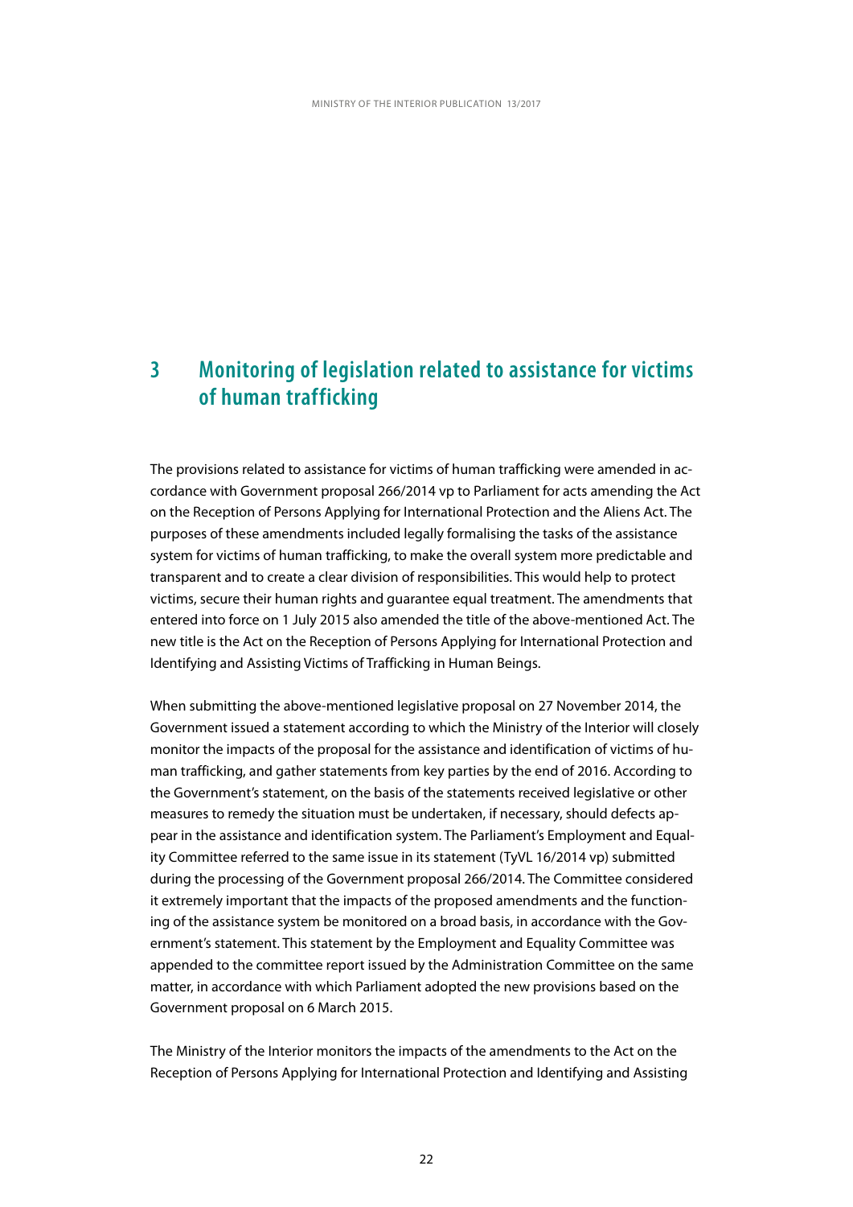# 3 Monitoring of legislation related to assistance for victims of human trafficking

The provisions related to assistance for victims of human trafficking were amended in accordance with Government proposal 266/2014 vp to Parliament for acts amending the Act on the Reception of Persons Applying for International Protection and the Aliens Act. The purposes of these amendments included legally formalising the tasks of the assistance system for victims of human trafficking, to make the overall system more predictable and transparent and to create a clear division of responsibilities. This would help to protect victims, secure their human rights and guarantee equal treatment. The amendments that entered into force on 1 July 2015 also amended the title of the above-mentioned Act. The new title is the Act on the Reception of Persons Applying for International Protection and Identifying and Assisting Victims of Trafficking in Human Beings.

When submitting the above-mentioned legislative proposal on 27 November 2014, the Government issued a statement according to which the Ministry of the Interior will closely monitor the impacts of the proposal for the assistance and identification of victims of human trafficking, and gather statements from key parties by the end of 2016. According to the Government's statement, on the basis of the statements received legislative or other measures to remedy the situation must be undertaken, if necessary, should defects appear in the assistance and identification system. The Parliament's Employment and Equality Committee referred to the same issue in its statement (TyVL 16/2014 vp) submitted during the processing of the Government proposal 266/2014. The Committee considered it extremely important that the impacts of the proposed amendments and the functioning of the assistance system be monitored on a broad basis, in accordance with the Government's statement. This statement by the Employment and Equality Committee was appended to the committee report issued by the Administration Committee on the same matter, in accordance with which Parliament adopted the new provisions based on the Government proposal on 6 March 2015.

The Ministry of the Interior monitors the impacts of the amendments to the Act on the Reception of Persons Applying for International Protection and Identifying and Assisting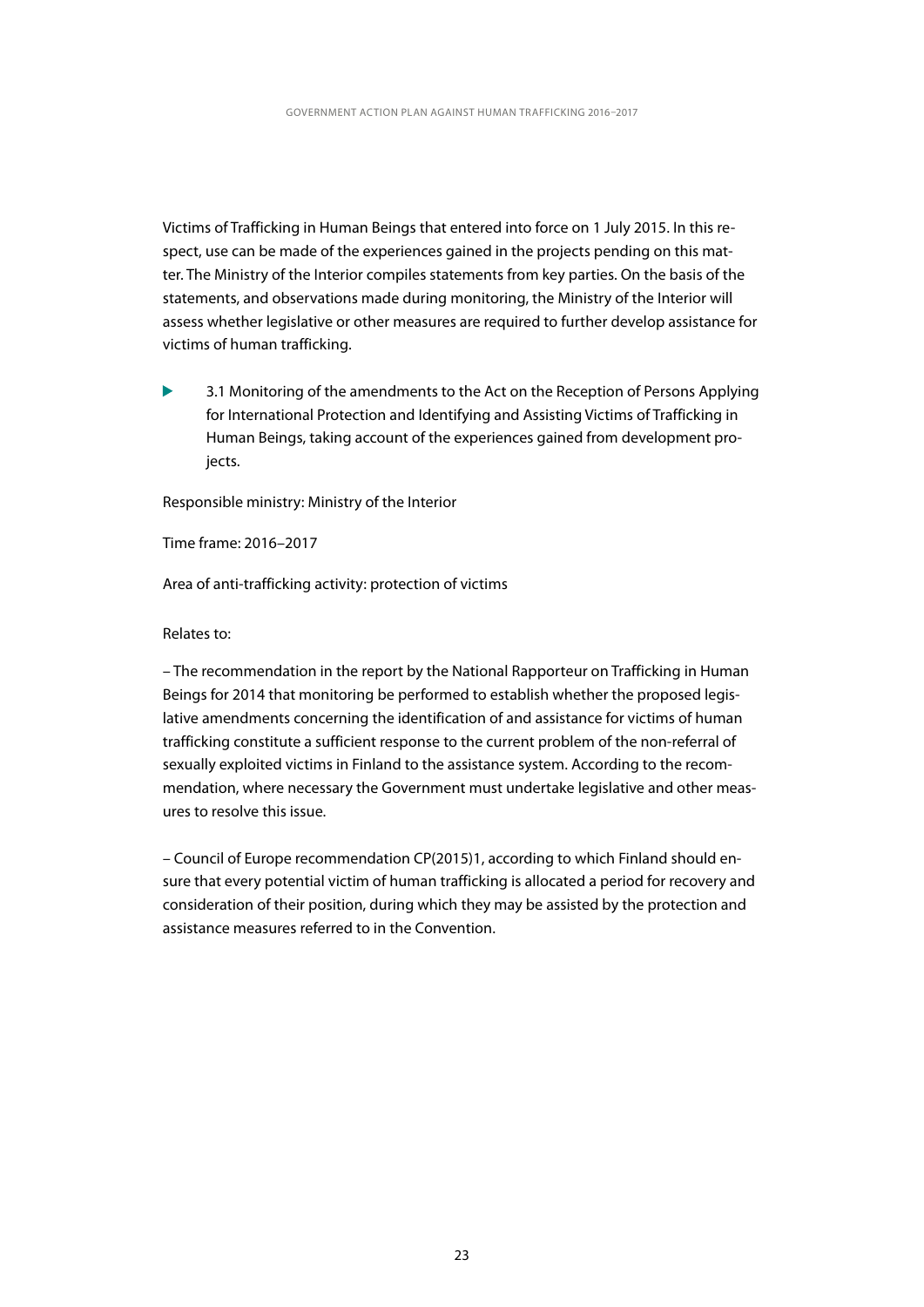Victims of Trafficking in Human Beings that entered into force on 1 July 2015. In this respect, use can be made of the experiences gained in the projects pending on this matter. The Ministry of the Interior compiles statements from key parties. On the basis of the statements, and observations made during monitoring, the Ministry of the Interior will assess whether legislative or other measures are required to further develop assistance for victims of human trafficking.

- 3.1 Monitoring of the amendments to the Act on the Reception of Persons Applying for International Protection and Identifying and Assisting Victims of Trafficking in Human Beings, taking account of the experiences gained from development projects.

Responsible ministry: Ministry of the Interior

Time frame: 2016–2017

Area of anti-trafficking activity: protection of victims

Relates to:

– The recommendation in the report by the National Rapporteur on Trafficking in Human Beings for 2014 that monitoring be performed to establish whether the proposed legislative amendments concerning the identification of and assistance for victims of human trafficking constitute a sufficient response to the current problem of the non-referral of sexually exploited victims in Finland to the assistance system. According to the recommendation, where necessary the Government must undertake legislative and other measures to resolve this issue.

– Council of Europe recommendation CP(2015)1, according to which Finland should ensure that every potential victim of human trafficking is allocated a period for recovery and consideration of their position, during which they may be assisted by the protection and assistance measures referred to in the Convention.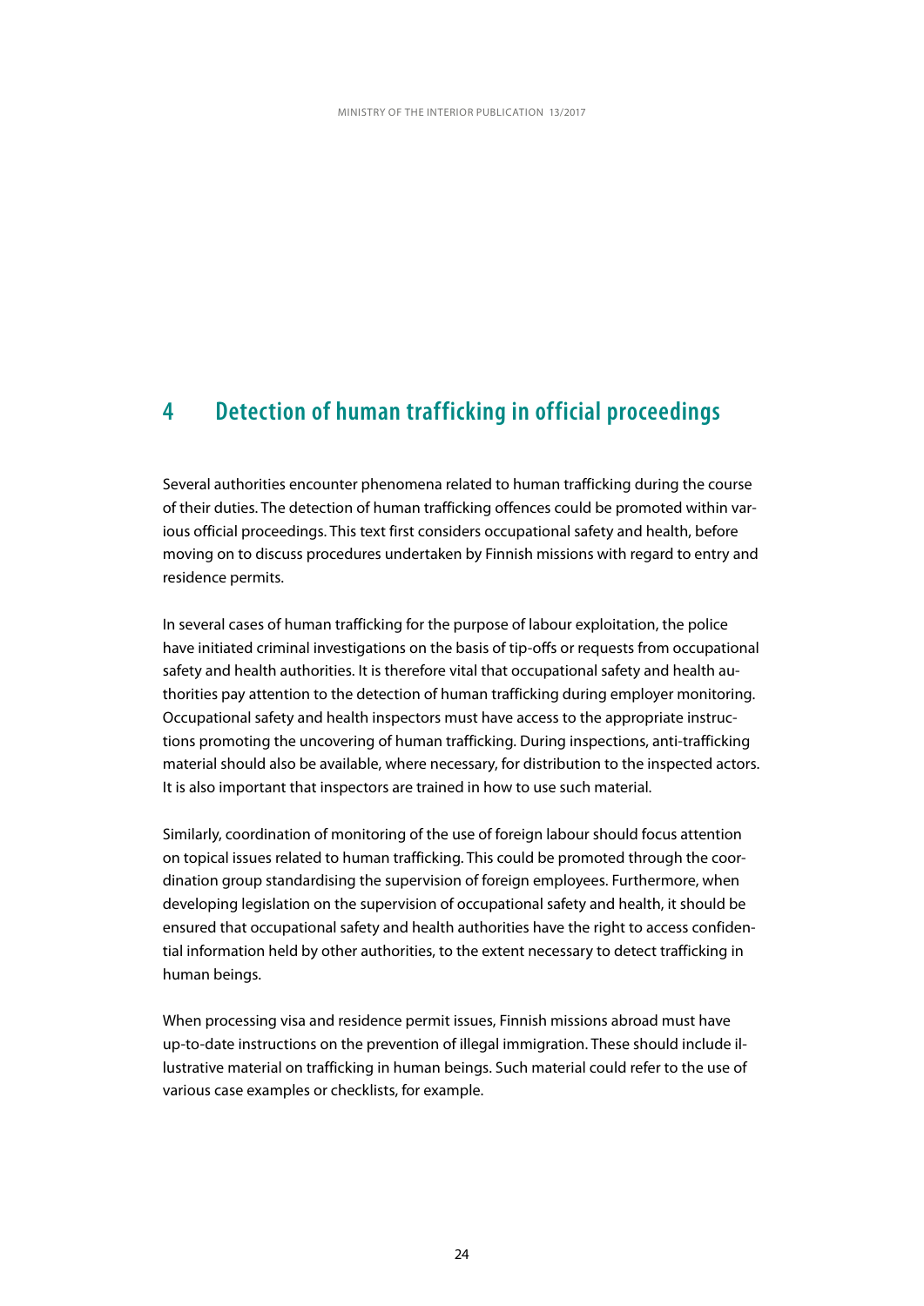# 4 Detection of human trafficking in official proceedings

Several authorities encounter phenomena related to human trafficking during the course of their duties. The detection of human trafficking offences could be promoted within various official proceedings. This text first considers occupational safety and health, before moving on to discuss procedures undertaken by Finnish missions with regard to entry and residence permits.

In several cases of human trafficking for the purpose of labour exploitation, the police have initiated criminal investigations on the basis of tip-offs or requests from occupational safety and health authorities. It is therefore vital that occupational safety and health authorities pay attention to the detection of human trafficking during employer monitoring. Occupational safety and health inspectors must have access to the appropriate instructions promoting the uncovering of human trafficking. During inspections, anti-trafficking material should also be available, where necessary, for distribution to the inspected actors. It is also important that inspectors are trained in how to use such material.

Similarly, coordination of monitoring of the use of foreign labour should focus attention on topical issues related to human trafficking. This could be promoted through the coordination group standardising the supervision of foreign employees. Furthermore, when developing legislation on the supervision of occupational safety and health, it should be ensured that occupational safety and health authorities have the right to access confidential information held by other authorities, to the extent necessary to detect trafficking in human beings.

When processing visa and residence permit issues, Finnish missions abroad must have up-to-date instructions on the prevention of illegal immigration. These should include illustrative material on trafficking in human beings. Such material could refer to the use of various case examples or checklists, for example.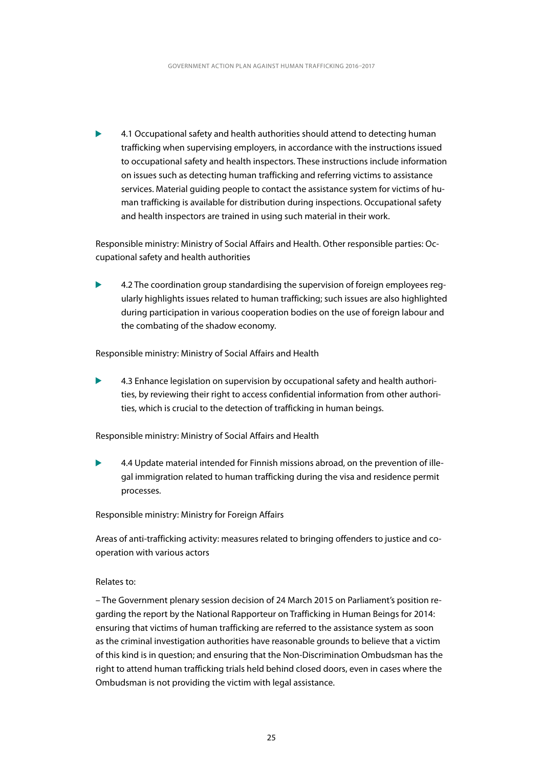- 4.1 Occupational safety and health authorities should attend to detecting human trafficking when supervising employers, in accordance with the instructions issued to occupational safety and health inspectors. These instructions include information on issues such as detecting human trafficking and referring victims to assistance services. Material guiding people to contact the assistance system for victims of human trafficking is available for distribution during inspections. Occupational safety and health inspectors are trained in using such material in their work.

Responsible ministry: Ministry of Social Affairs and Health. Other responsible parties: Occupational safety and health authorities

- 4.2 The coordination group standardising the supervision of foreign employees regularly highlights issues related to human trafficking; such issues are also highlighted during participation in various cooperation bodies on the use of foreign labour and the combating of the shadow economy.

Responsible ministry: Ministry of Social Affairs and Health

- 4.3 Enhance legislation on supervision by occupational safety and health authorities, by reviewing their right to access confidential information from other authorities, which is crucial to the detection of trafficking in human beings.

Responsible ministry: Ministry of Social Affairs and Health

- 4.4 Update material intended for Finnish missions abroad, on the prevention of illegal immigration related to human trafficking during the visa and residence permit processes.

Responsible ministry: Ministry for Foreign Affairs

Areas of anti-trafficking activity: measures related to bringing offenders to justice and cooperation with various actors

Relates to:

– The Government plenary session decision of 24 March 2015 on Parliament's position regarding the report by the National Rapporteur on Trafficking in Human Beings for 2014: ensuring that victims of human trafficking are referred to the assistance system as soon as the criminal investigation authorities have reasonable grounds to believe that a victim of this kind is in question; and ensuring that the Non-Discrimination Ombudsman has the right to attend human trafficking trials held behind closed doors, even in cases where the Ombudsman is not providing the victim with legal assistance.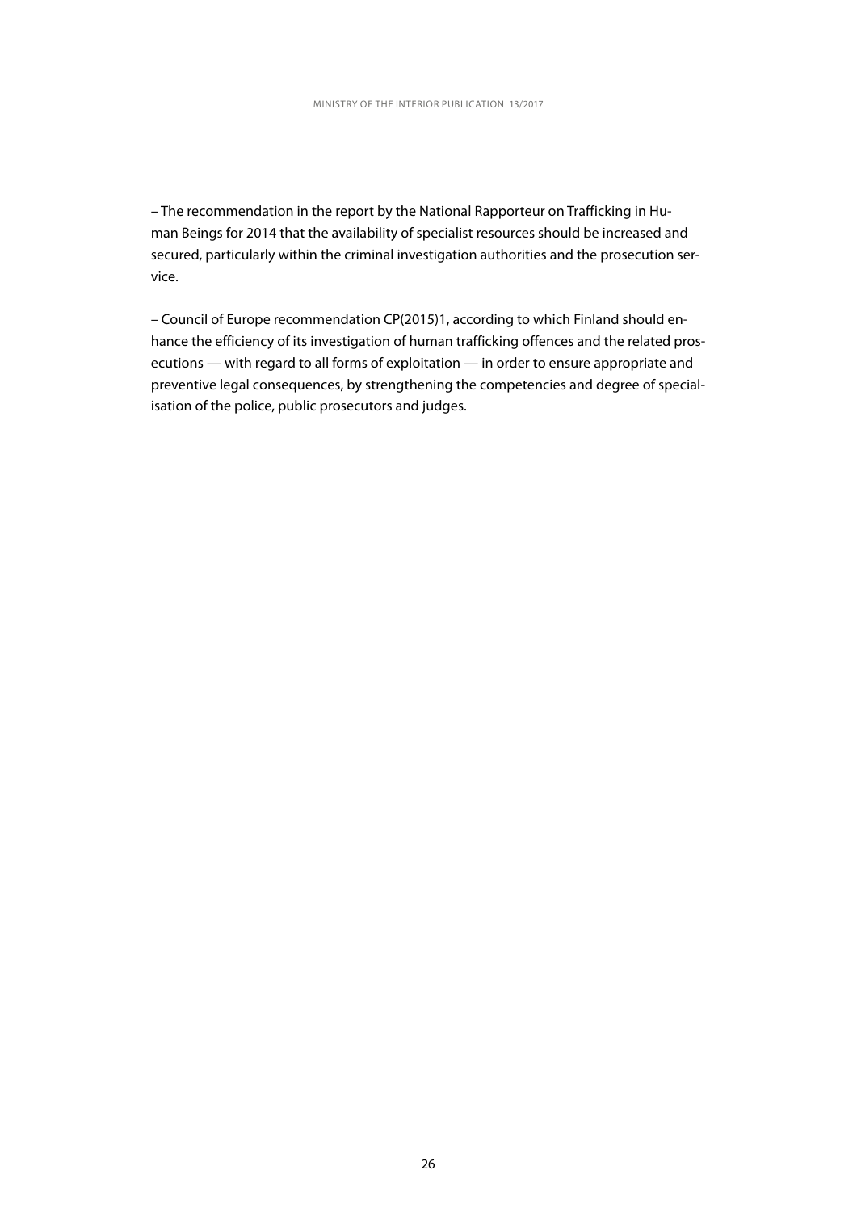– The recommendation in the report by the National Rapporteur on Trafficking in Human Beings for 2014 that the availability of specialist resources should be increased and secured, particularly within the criminal investigation authorities and the prosecution service.

– Council of Europe recommendation CP(2015)1, according to which Finland should enhance the efficiency of its investigation of human trafficking offences and the related prosecutions — with regard to all forms of exploitation — in order to ensure appropriate and preventive legal consequences, by strengthening the competencies and degree of specialisation of the police, public prosecutors and judges.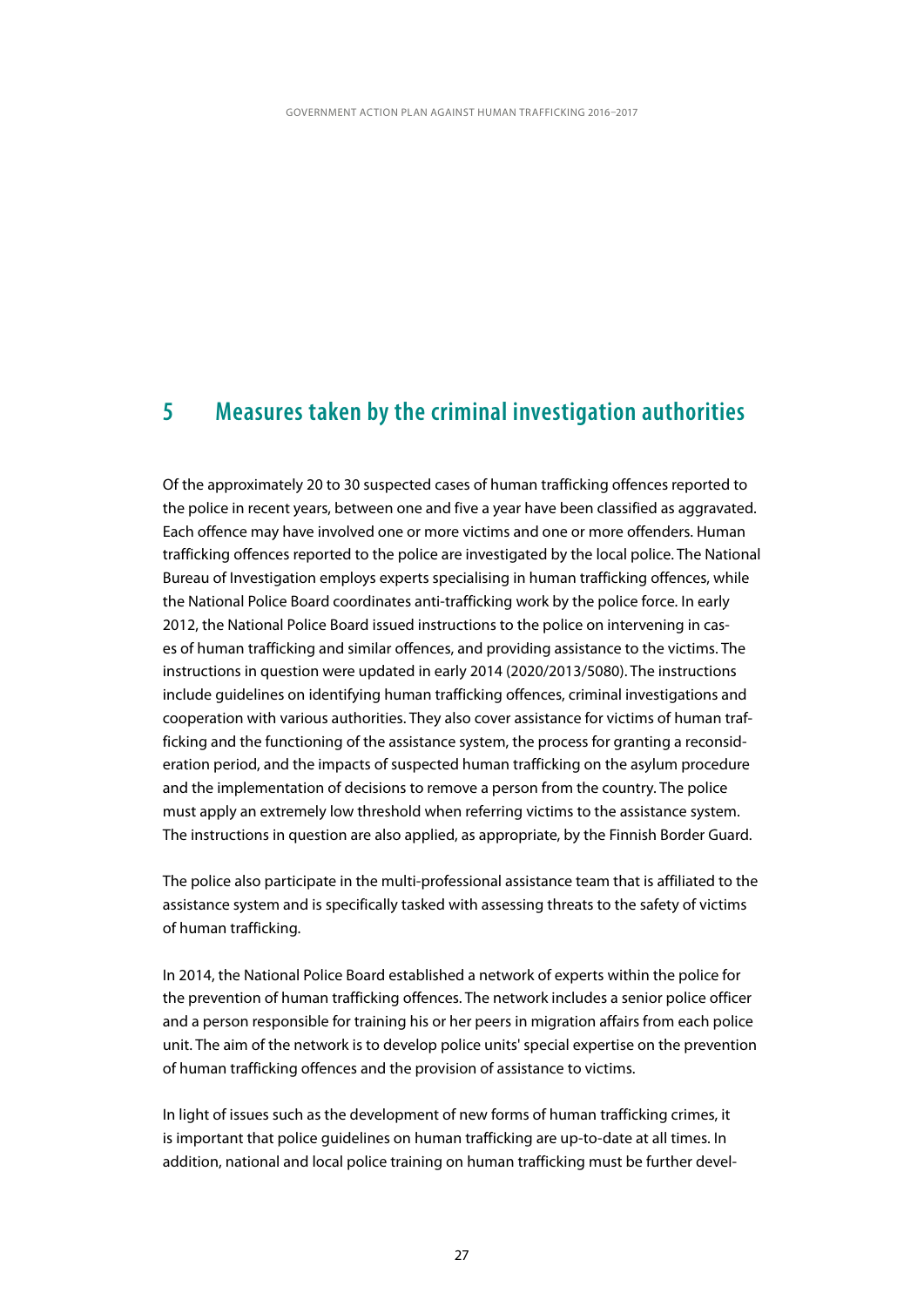# 5 Measures taken by the criminal investigation authorities

Of the approximately 20 to 30 suspected cases of human trafficking offences reported to the police in recent years, between one and five a year have been classified as aggravated. Each offence may have involved one or more victims and one or more offenders. Human trafficking offences reported to the police are investigated by the local police. The National Bureau of Investigation employs experts specialising in human trafficking offences, while the National Police Board coordinates anti-trafficking work by the police force. In early 2012, the National Police Board issued instructions to the police on intervening in cases of human trafficking and similar offences, and providing assistance to the victims. The instructions in question were updated in early 2014 (2020/2013/5080). The instructions include guidelines on identifying human trafficking offences, criminal investigations and cooperation with various authorities. They also cover assistance for victims of human trafficking and the functioning of the assistance system, the process for granting a reconsideration period, and the impacts of suspected human trafficking on the asylum procedure and the implementation of decisions to remove a person from the country. The police must apply an extremely low threshold when referring victims to the assistance system. The instructions in question are also applied, as appropriate, by the Finnish Border Guard.

The police also participate in the multi-professional assistance team that is affiliated to the assistance system and is specifically tasked with assessing threats to the safety of victims of human trafficking.

In 2014, the National Police Board established a network of experts within the police for the prevention of human trafficking offences. The network includes a senior police officer and a person responsible for training his or her peers in migration affairs from each police unit. The aim of the network is to develop police units' special expertise on the prevention of human trafficking offences and the provision of assistance to victims.

In light of issues such as the development of new forms of human trafficking crimes, it is important that police guidelines on human trafficking are up-to-date at all times. In addition, national and local police training on human trafficking must be further devel-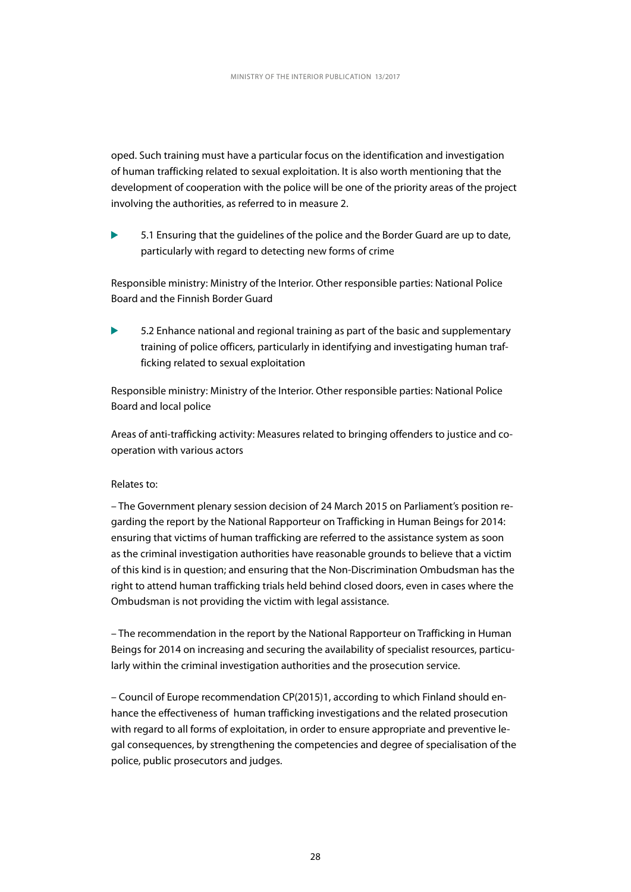oped. Such training must have a particular focus on the identification and investigation of human trafficking related to sexual exploitation. It is also worth mentioning that the development of cooperation with the police will be one of the priority areas of the project involving the authorities, as referred to in measure 2.

- 5.1 Ensuring that the guidelines of the police and the Border Guard are up to date, particularly with regard to detecting new forms of crime

Responsible ministry: Ministry of the Interior. Other responsible parties: National Police Board and the Finnish Border Guard

- 5.2 Enhance national and regional training as part of the basic and supplementary training of police officers, particularly in identifying and investigating human trafficking related to sexual exploitation

Responsible ministry: Ministry of the Interior. Other responsible parties: National Police Board and local police

Areas of anti-trafficking activity: Measures related to bringing offenders to justice and cooperation with various actors

Relates to:

– The Government plenary session decision of 24 March 2015 on Parliament's position regarding the report by the National Rapporteur on Trafficking in Human Beings for 2014: ensuring that victims of human trafficking are referred to the assistance system as soon as the criminal investigation authorities have reasonable grounds to believe that a victim of this kind is in question; and ensuring that the Non-Discrimination Ombudsman has the right to attend human trafficking trials held behind closed doors, even in cases where the Ombudsman is not providing the victim with legal assistance.

– The recommendation in the report by the National Rapporteur on Trafficking in Human Beings for 2014 on increasing and securing the availability of specialist resources, particularly within the criminal investigation authorities and the prosecution service.

– Council of Europe recommendation CP(2015)1, according to which Finland should enhance the effectiveness of human trafficking investigations and the related prosecution with regard to all forms of exploitation, in order to ensure appropriate and preventive legal consequences, by strengthening the competencies and degree of specialisation of the police, public prosecutors and judges.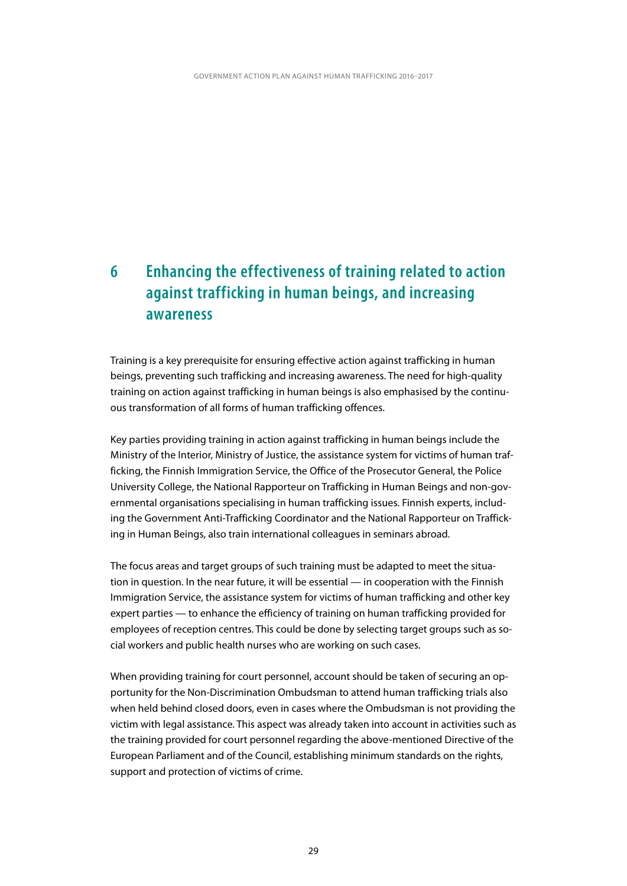# 6 Enhancing the effectiveness of training related to action against trafficking in human beings, and increasing awareness

Training is a key prerequisite for ensuring effective action against trafficking in human beings, preventing such trafficking and increasing awareness. The need for high-quality training on action against trafficking in human beings is also emphasised by the continuous transformation of all forms of human trafficking offences.

Key parties providing training in action against trafficking in human beings include the Ministry of the Interior, Ministry of Justice, the assistance system for victims of human trafficking, the Finnish Immigration Service, the Office of the Prosecutor General, the Police University College, the National Rapporteur on Trafficking in Human Beings and non-governmental organisations specialising in human trafficking issues. Finnish experts, including the Government Anti-Trafficking Coordinator and the National Rapporteur on Trafficking in Human Beings, also train international colleagues in seminars abroad.

The focus areas and target groups of such training must be adapted to meet the situation in question. In the near future, it will be essential — in cooperation with the Finnish Immigration Service, the assistance system for victims of human trafficking and other key expert parties — to enhance the efficiency of training on human trafficking provided for employees of reception centres. This could be done by selecting target groups such as social workers and public health nurses who are working on such cases.

When providing training for court personnel, account should be taken of securing an opportunity for the Non-Discrimination Ombudsman to attend human trafficking trials also when held behind closed doors, even in cases where the Ombudsman is not providing the victim with legal assistance. This aspect was already taken into account in activities such as the training provided for court personnel regarding the above-mentioned Directive of the European Parliament and of the Council, establishing minimum standards on the rights, support and protection of victims of crime.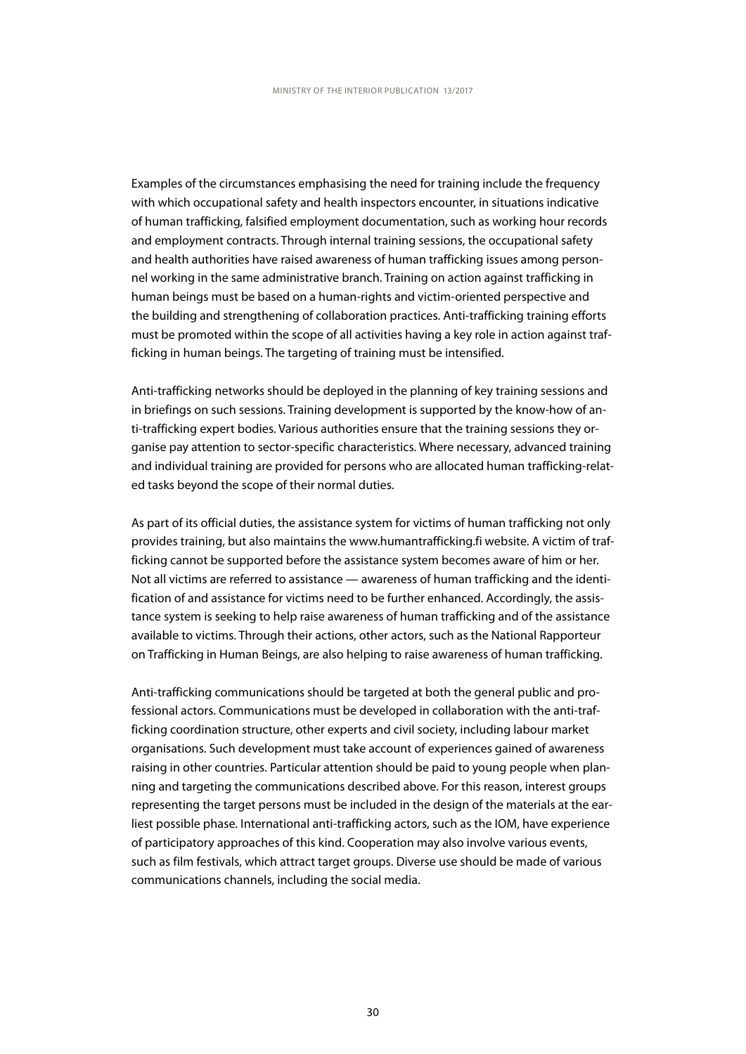Examples of the circumstances emphasising the need for training include the frequency with which occupational safety and health inspectors encounter, in situations indicative of human trafficking, falsified employment documentation, such as working hour records and employment contracts. Through internal training sessions, the occupational safety and health authorities have raised awareness of human trafficking issues among personnel working in the same administrative branch. Training on action against trafficking in human beings must be based on a human-rights and victim-oriented perspective and the building and strengthening of collaboration practices. Anti-trafficking training efforts must be promoted within the scope of all activities having a key role in action against trafficking in human beings. The targeting of training must be intensified.

Anti-trafficking networks should be deployed in the planning of key training sessions and in briefings on such sessions. Training development is supported by the know-how of anti-trafficking expert bodies. Various authorities ensure that the training sessions they organise pay attention to sector-specific characteristics. Where necessary, advanced training and individual training are provided for persons who are allocated human trafficking-related tasks beyond the scope of their normal duties.

As part of its official duties, the assistance system for victims of human trafficking not only provides training, but also maintains the www.humantrafficking.fi website. A victim of trafficking cannot be supported before the assistance system becomes aware of him or her. Not all victims are referred to assistance — awareness of human trafficking and the identification of and assistance for victims need to be further enhanced. Accordingly, the assistance system is seeking to help raise awareness of human trafficking and of the assistance available to victims. Through their actions, other actors, such as the National Rapporteur on Trafficking in Human Beings, are also helping to raise awareness of human trafficking.

Anti-trafficking communications should be targeted at both the general public and professional actors. Communications must be developed in collaboration with the anti-trafficking coordination structure, other experts and civil society, including labour market organisations. Such development must take account of experiences gained of awareness raising in other countries. Particular attention should be paid to young people when planning and targeting the communications described above. For this reason, interest groups representing the target persons must be included in the design of the materials at the earliest possible phase. International anti-trafficking actors, such as the IOM, have experience of participatory approaches of this kind. Cooperation may also involve various events, such as film festivals, which attract target groups. Diverse use should be made of various communications channels, including the social media.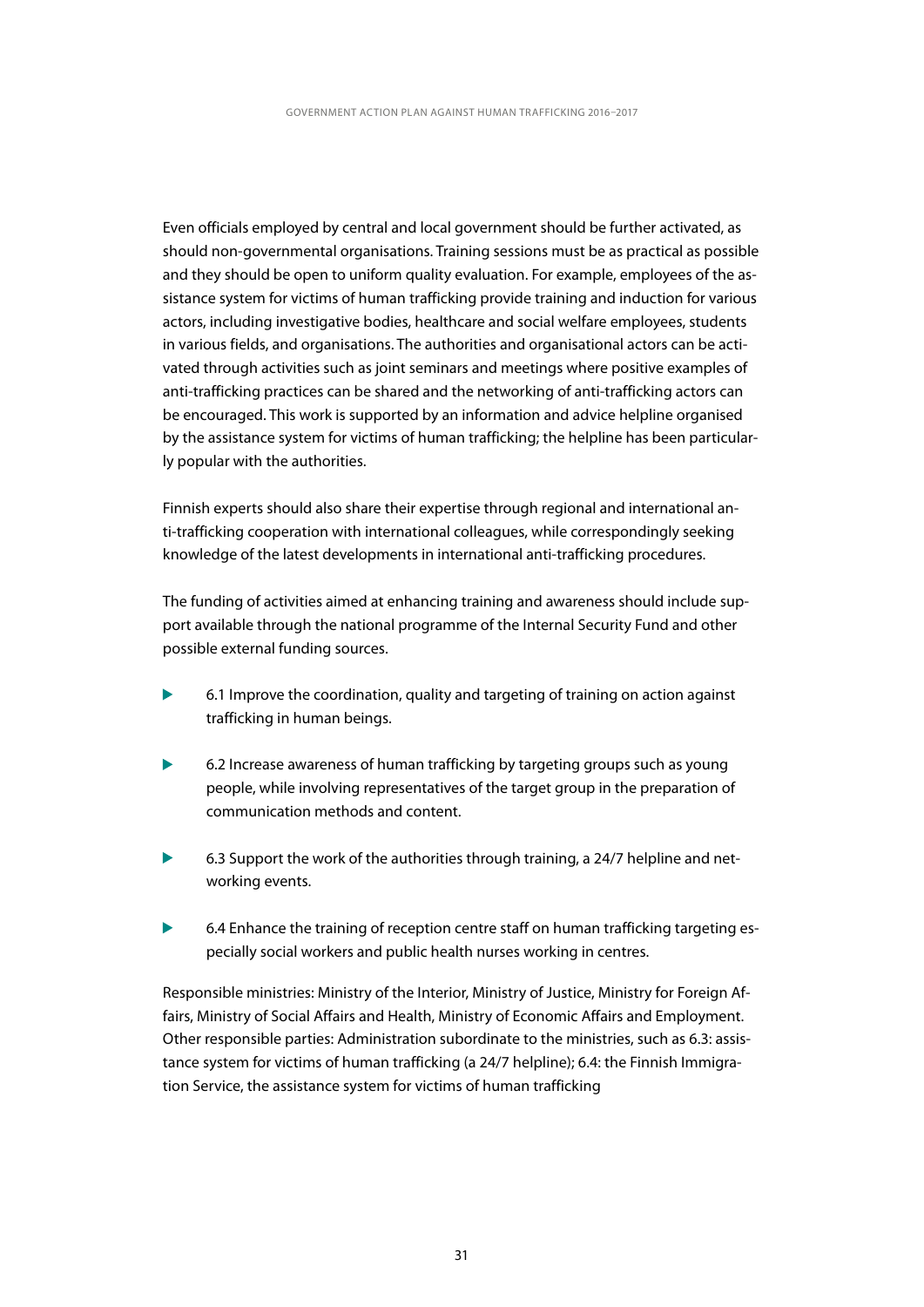Even officials employed by central and local government should be further activated, as should non-governmental organisations. Training sessions must be as practical as possible and they should be open to uniform quality evaluation. For example, employees of the assistance system for victims of human trafficking provide training and induction for various actors, including investigative bodies, healthcare and social welfare employees, students in various fields, and organisations. The authorities and organisational actors can be activated through activities such as joint seminars and meetings where positive examples of anti-trafficking practices can be shared and the networking of anti-trafficking actors can be encouraged. This work is supported by an information and advice helpline organised by the assistance system for victims of human trafficking; the helpline has been particularly popular with the authorities.

Finnish experts should also share their expertise through regional and international anti-trafficking cooperation with international colleagues, while correspondingly seeking knowledge of the latest developments in international anti-trafficking procedures.

The funding of activities aimed at enhancing training and awareness should include support available through the national programme of the Internal Security Fund and other possible external funding sources.

- 6.1 Improve the coordination, quality and targeting of training on action against trafficking in human beings.
- 6.2 Increase awareness of human trafficking by targeting groups such as young people, while involving representatives of the target group in the preparation of communication methods and content.
- 6.3 Support the work of the authorities through training, a 24/7 helpline and networking events.
- 6.4 Enhance the training of reception centre staff on human trafficking targeting especially social workers and public health nurses working in centres.

Responsible ministries: Ministry of the Interior, Ministry of Justice, Ministry for Foreign Affairs, Ministry of Social Affairs and Health, Ministry of Economic Affairs and Employment. Other responsible parties: Administration subordinate to the ministries, such as 6.3: assistance system for victims of human trafficking (a 24/7 helpline); 6.4: the Finnish Immigration Service, the assistance system for victims of human trafficking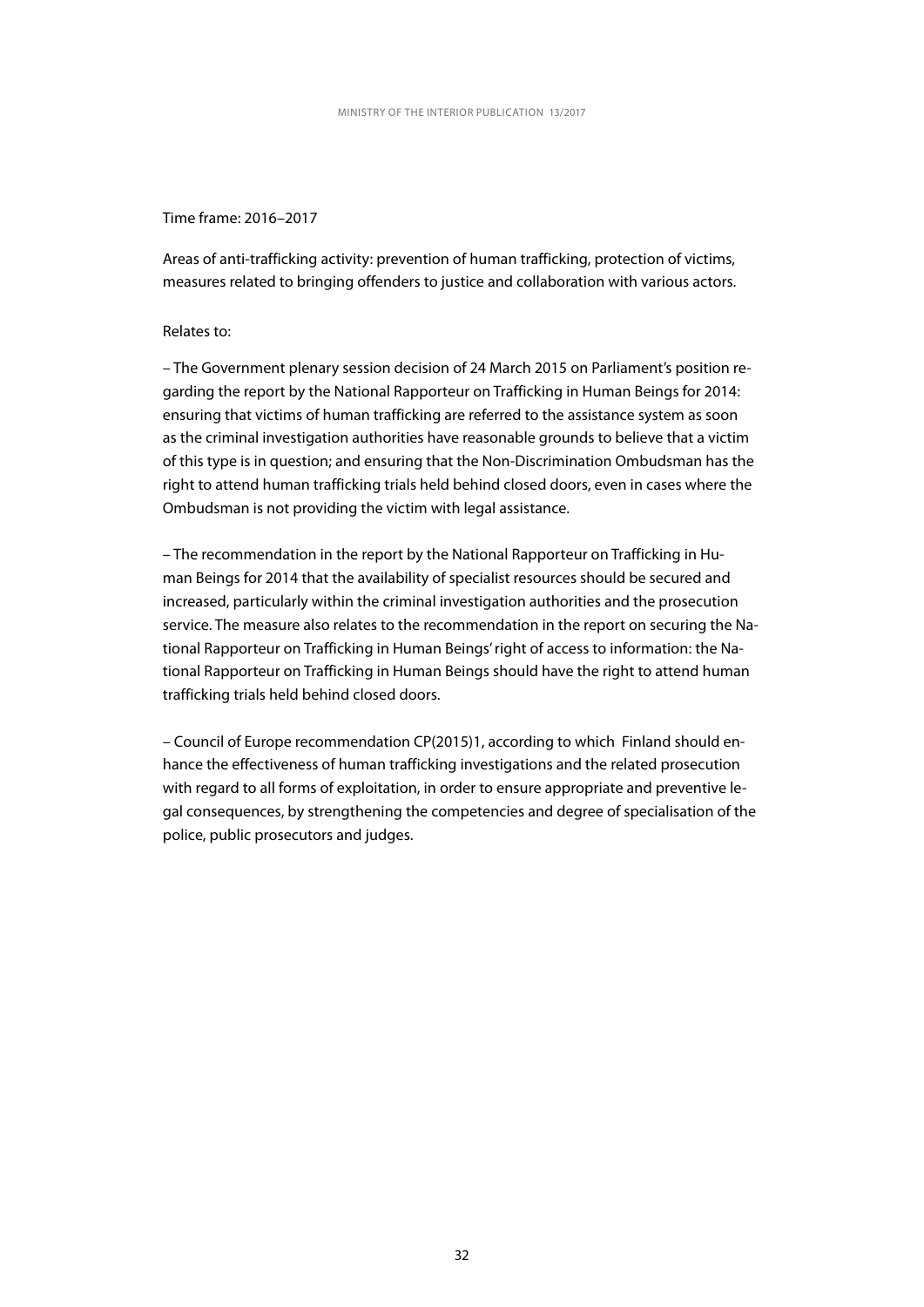Time frame: 2016–2017

Areas of anti-trafficking activity: prevention of human trafficking, protection of victims, measures related to bringing offenders to justice and collaboration with various actors.

Relates to:

– The Government plenary session decision of 24 March 2015 on Parliament's position regarding the report by the National Rapporteur on Trafficking in Human Beings for 2014: ensuring that victims of human trafficking are referred to the assistance system as soon as the criminal investigation authorities have reasonable grounds to believe that a victim of this type is in question; and ensuring that the Non-Discrimination Ombudsman has the right to attend human trafficking trials held behind closed doors, even in cases where the Ombudsman is not providing the victim with legal assistance.

– The recommendation in the report by the National Rapporteur on Trafficking in Human Beings for 2014 that the availability of specialist resources should be secured and increased, particularly within the criminal investigation authorities and the prosecution service. The measure also relates to the recommendation in the report on securing the National Rapporteur on Trafficking in Human Beings' right of access to information: the National Rapporteur on Trafficking in Human Beings should have the right to attend human trafficking trials held behind closed doors.

– Council of Europe recommendation CP(2015)1, according to which Finland should enhance the effectiveness of human trafficking investigations and the related prosecution with regard to all forms of exploitation, in order to ensure appropriate and preventive legal consequences, by strengthening the competencies and degree of specialisation of the police, public prosecutors and judges.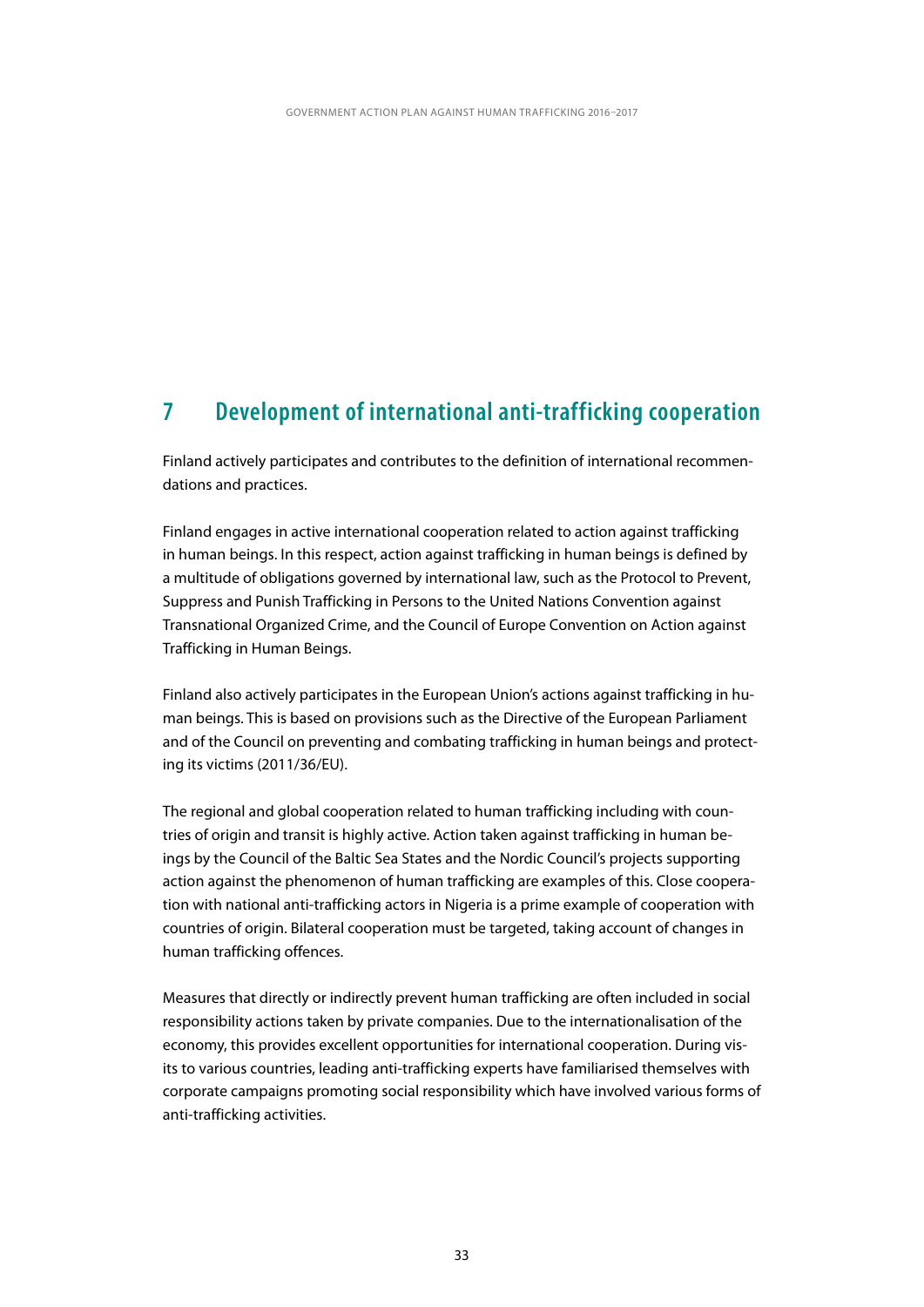# 7 Development of international anti-trafficking cooperation

Finland actively participates and contributes to the definition of international recommendations and practices.

Finland engages in active international cooperation related to action against trafficking in human beings. In this respect, action against trafficking in human beings is defined by a multitude of obligations governed by international law, such as the Protocol to Prevent, Suppress and Punish Trafficking in Persons to the United Nations Convention against Transnational Organized Crime, and the Council of Europe Convention on Action against Trafficking in Human Beings.

Finland also actively participates in the European Union's actions against trafficking in human beings. This is based on provisions such as the Directive of the European Parliament and of the Council on preventing and combating trafficking in human beings and protecting its victims (2011/36/EU).

The regional and global cooperation related to human trafficking including with countries of origin and transit is highly active. Action taken against trafficking in human beings by the Council of the Baltic Sea States and the Nordic Council's projects supporting action against the phenomenon of human trafficking are examples of this. Close cooperation with national anti-trafficking actors in Nigeria is a prime example of cooperation with countries of origin. Bilateral cooperation must be targeted, taking account of changes in human trafficking offences.

Measures that directly or indirectly prevent human trafficking are often included in social responsibility actions taken by private companies. Due to the internationalisation of the economy, this provides excellent opportunities for international cooperation. During visits to various countries, leading anti-trafficking experts have familiarised themselves with corporate campaigns promoting social responsibility which have involved various forms of anti-trafficking activities.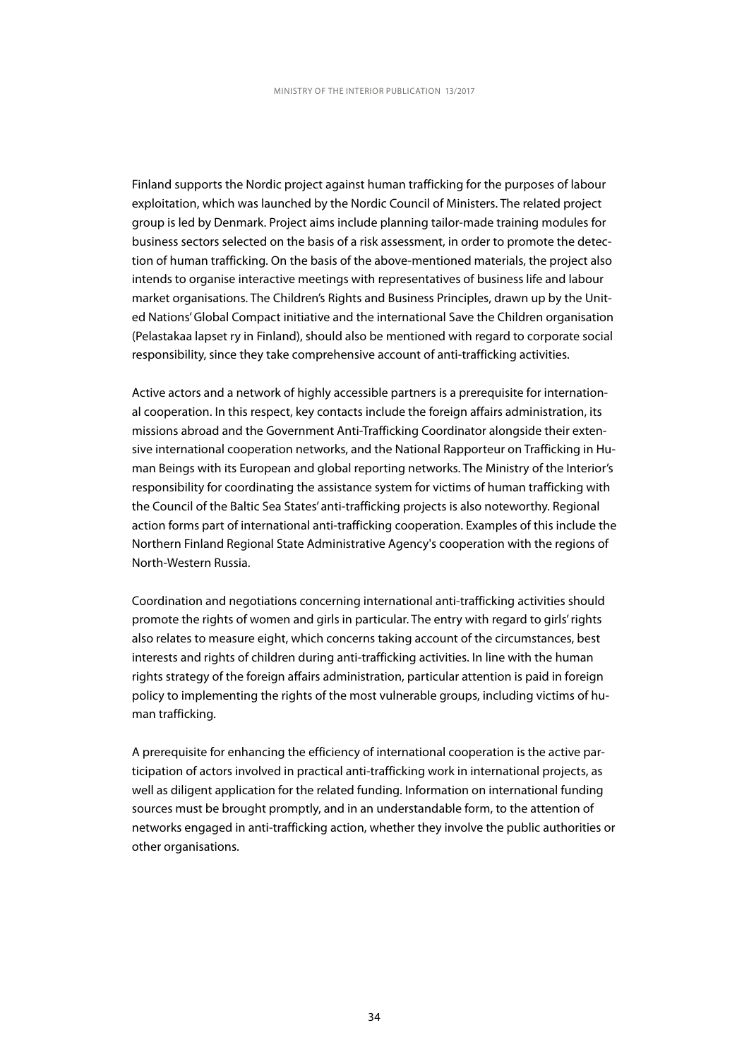Finland supports the Nordic project against human trafficking for the purposes of labour exploitation, which was launched by the Nordic Council of Ministers. The related project group is led by Denmark. Project aims include planning tailor-made training modules for business sectors selected on the basis of a risk assessment, in order to promote the detection of human trafficking. On the basis of the above-mentioned materials, the project also intends to organise interactive meetings with representatives of business life and labour market organisations. The Children's Rights and Business Principles, drawn up by the United Nations' Global Compact initiative and the international Save the Children organisation (Pelastakaa lapset ry in Finland), should also be mentioned with regard to corporate social responsibility, since they take comprehensive account of anti-trafficking activities.

Active actors and a network of highly accessible partners is a prerequisite for international cooperation. In this respect, key contacts include the foreign affairs administration, its missions abroad and the Government Anti-Trafficking Coordinator alongside their extensive international cooperation networks, and the National Rapporteur on Trafficking in Human Beings with its European and global reporting networks. The Ministry of the Interior's responsibility for coordinating the assistance system for victims of human trafficking with the Council of the Baltic Sea States' anti-trafficking projects is also noteworthy. Regional action forms part of international anti-trafficking cooperation. Examples of this include the Northern Finland Regional State Administrative Agency's cooperation with the regions of North-Western Russia.

Coordination and negotiations concerning international anti-trafficking activities should promote the rights of women and girls in particular. The entry with regard to girls' rights also relates to measure eight, which concerns taking account of the circumstances, best interests and rights of children during anti-trafficking activities. In line with the human rights strategy of the foreign affairs administration, particular attention is paid in foreign policy to implementing the rights of the most vulnerable groups, including victims of human trafficking.

A prerequisite for enhancing the efficiency of international cooperation is the active participation of actors involved in practical anti-trafficking work in international projects, as well as diligent application for the related funding. Information on international funding sources must be brought promptly, and in an understandable form, to the attention of networks engaged in anti-trafficking action, whether they involve the public authorities or other organisations.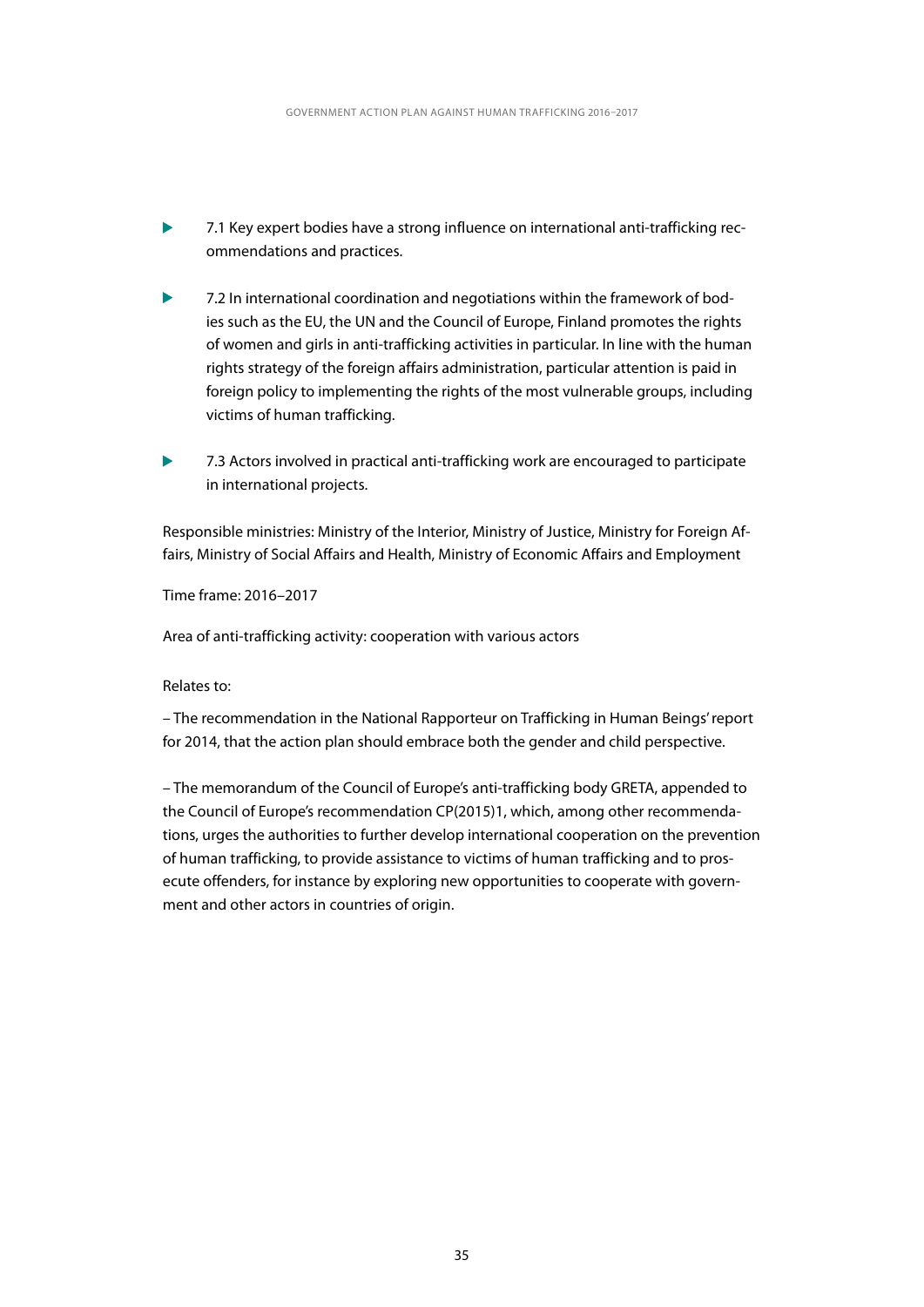- 7.1 Key expert bodies have a strong influence on international anti-trafficking recommendations and practices.

- 7.2 In international coordination and negotiations within the framework of bodies such as the EU, the UN and the Council of Europe, Finland promotes the rights of women and girls in anti-trafficking activities in particular. In line with the human rights strategy of the foreign affairs administration, particular attention is paid in foreign policy to implementing the rights of the most vulnerable groups, including victims of human trafficking.

- 7.3 Actors involved in practical anti-trafficking work are encouraged to participate in international projects.

Responsible ministries: Ministry of the Interior, Ministry of Justice, Ministry for Foreign Affairs, Ministry of Social Affairs and Health, Ministry of Economic Affairs and Employment

Time frame: 2016–2017

Area of anti-trafficking activity: cooperation with various actors

Relates to:

– The recommendation in the National Rapporteur on Trafficking in Human Beings' report for 2014, that the action plan should embrace both the gender and child perspective.

– The memorandum of the Council of Europe's anti-trafficking body GRETA, appended to the Council of Europe's recommendation CP(2015)1, which, among other recommendations, urges the authorities to further develop international cooperation on the prevention of human trafficking, to provide assistance to victims of human trafficking and to prosecute offenders, for instance by exploring new opportunities to cooperate with government and other actors in countries of origin.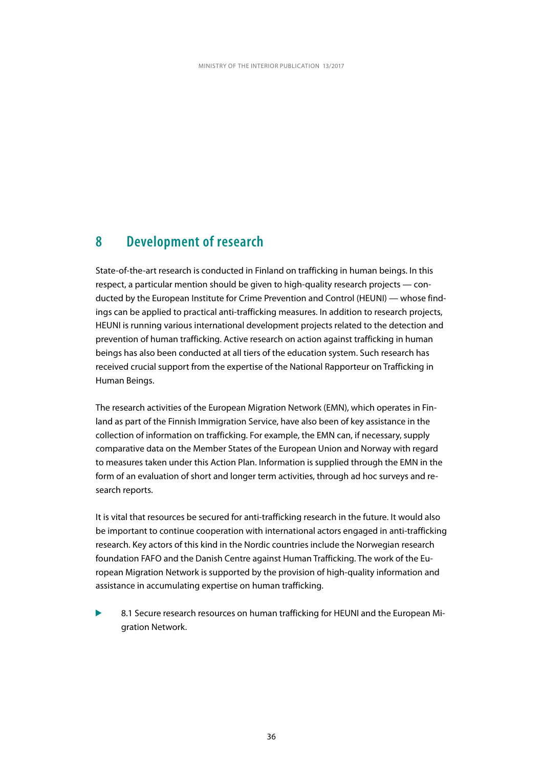# 8 Development of research

State-of-the-art research is conducted in Finland on trafficking in human beings. In this respect, a particular mention should be given to high-quality research projects — conducted by the European Institute for Crime Prevention and Control (HEUNI) — whose findings can be applied to practical anti-trafficking measures. In addition to research projects, HEUNI is running various international development projects related to the detection and prevention of human trafficking. Active research on action against trafficking in human beings has also been conducted at all tiers of the education system. Such research has received crucial support from the expertise of the National Rapporteur on Trafficking in Human Beings.

The research activities of the European Migration Network (EMN), which operates in Finland as part of the Finnish Immigration Service, have also been of key assistance in the collection of information on trafficking. For example, the EMN can, if necessary, supply comparative data on the Member States of the European Union and Norway with regard to measures taken under this Action Plan. Information is supplied through the EMN in the form of an evaluation of short and longer term activities, through ad hoc surveys and research reports.

It is vital that resources be secured for anti-trafficking research in the future. It would also be important to continue cooperation with international actors engaged in anti-trafficking research. Key actors of this kind in the Nordic countries include the Norwegian research foundation FAFO and the Danish Centre against Human Trafficking. The work of the European Migration Network is supported by the provision of high-quality information and assistance in accumulating expertise on human trafficking.

- 8.1 Secure research resources on human trafficking for HEUNI and the European Migration Network.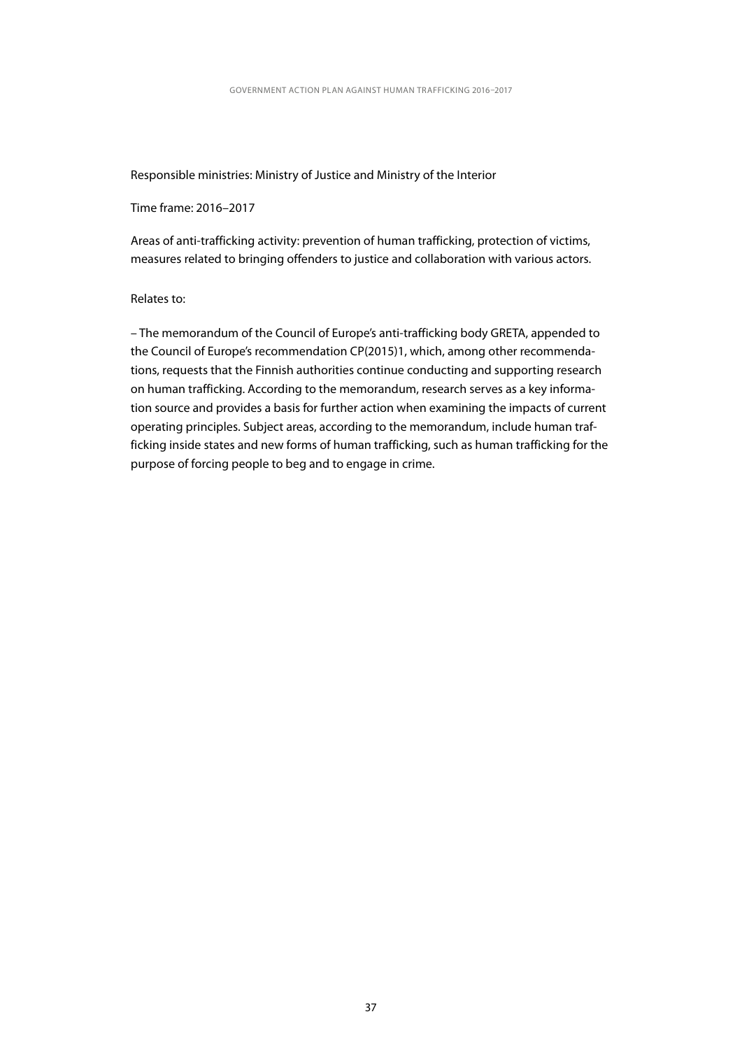Responsible ministries: Ministry of Justice and Ministry of the Interior

Time frame: 2016–2017

Areas of anti-trafficking activity: prevention of human trafficking, protection of victims, measures related to bringing offenders to justice and collaboration with various actors.

Relates to:

– The memorandum of the Council of Europe's anti-trafficking body GRETA, appended to the Council of Europe's recommendation CP(2015)1, which, among other recommendations, requests that the Finnish authorities continue conducting and supporting research on human trafficking. According to the memorandum, research serves as a key information source and provides a basis for further action when examining the impacts of current operating principles. Subject areas, according to the memorandum, include human trafficking inside states and new forms of human trafficking, such as human trafficking for the purpose of forcing people to beg and to engage in crime.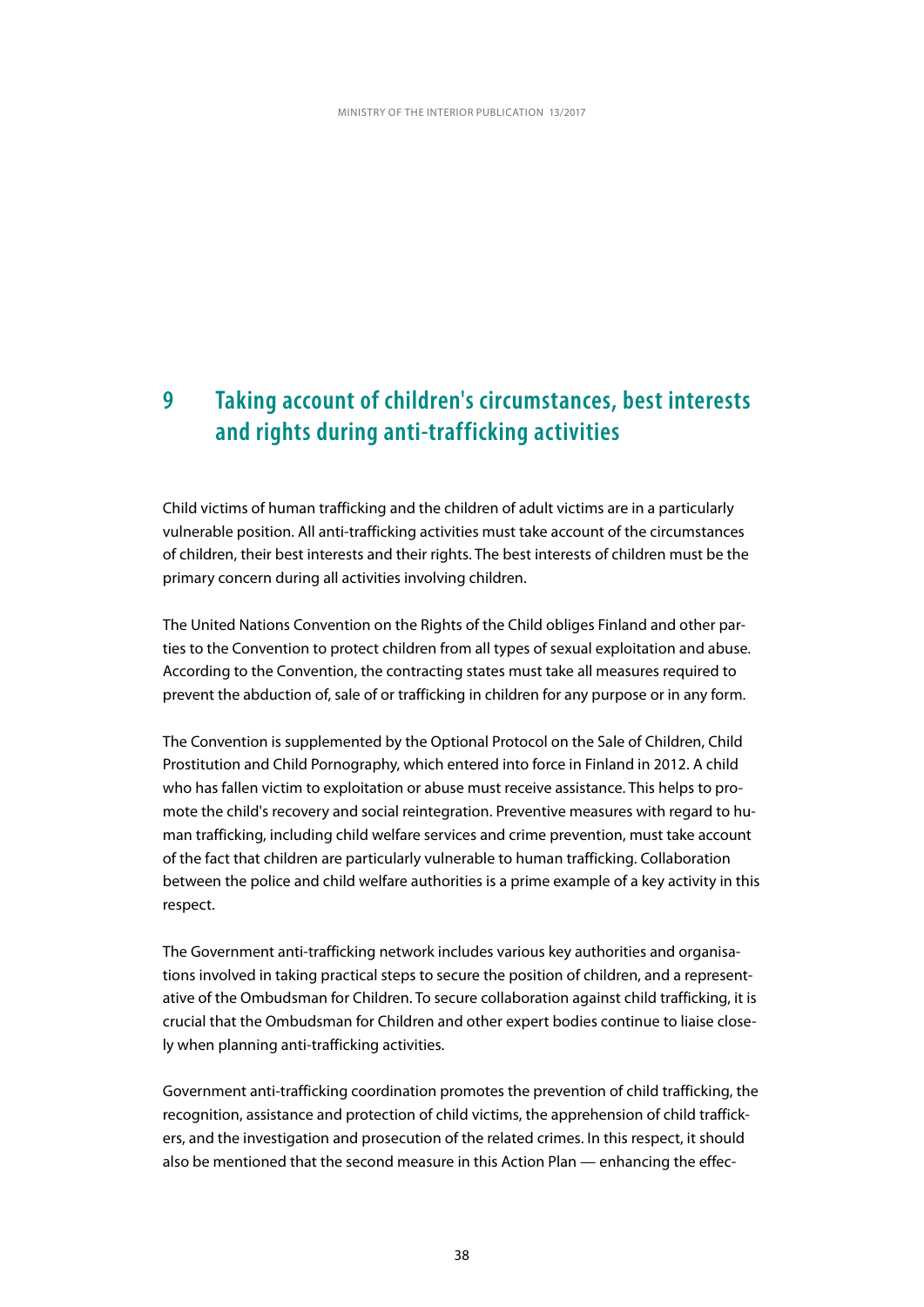# 9 Taking account of children's circumstances, best interests and rights during anti-trafficking activities

Child victims of human trafficking and the children of adult victims are in a particularly vulnerable position. All anti-trafficking activities must take account of the circumstances of children, their best interests and their rights. The best interests of children must be the primary concern during all activities involving children.

The United Nations Convention on the Rights of the Child obliges Finland and other parties to the Convention to protect children from all types of sexual exploitation and abuse. According to the Convention, the contracting states must take all measures required to prevent the abduction of, sale of or trafficking in children for any purpose or in any form.

The Convention is supplemented by the Optional Protocol on the Sale of Children, Child Prostitution and Child Pornography, which entered into force in Finland in 2012. A child who has fallen victim to exploitation or abuse must receive assistance. This helps to promote the child's recovery and social reintegration. Preventive measures with regard to human trafficking, including child welfare services and crime prevention, must take account of the fact that children are particularly vulnerable to human trafficking. Collaboration between the police and child welfare authorities is a prime example of a key activity in this respect.

The Government anti-trafficking network includes various key authorities and organisations involved in taking practical steps to secure the position of children, and a representative of the Ombudsman for Children. To secure collaboration against child trafficking, it is crucial that the Ombudsman for Children and other expert bodies continue to liaise closely when planning anti-trafficking activities.

Government anti-trafficking coordination promotes the prevention of child trafficking, the recognition, assistance and protection of child victims, the apprehension of child traffickers, and the investigation and prosecution of the related crimes. In this respect, it should also be mentioned that the second measure in this Action Plan — enhancing the effec-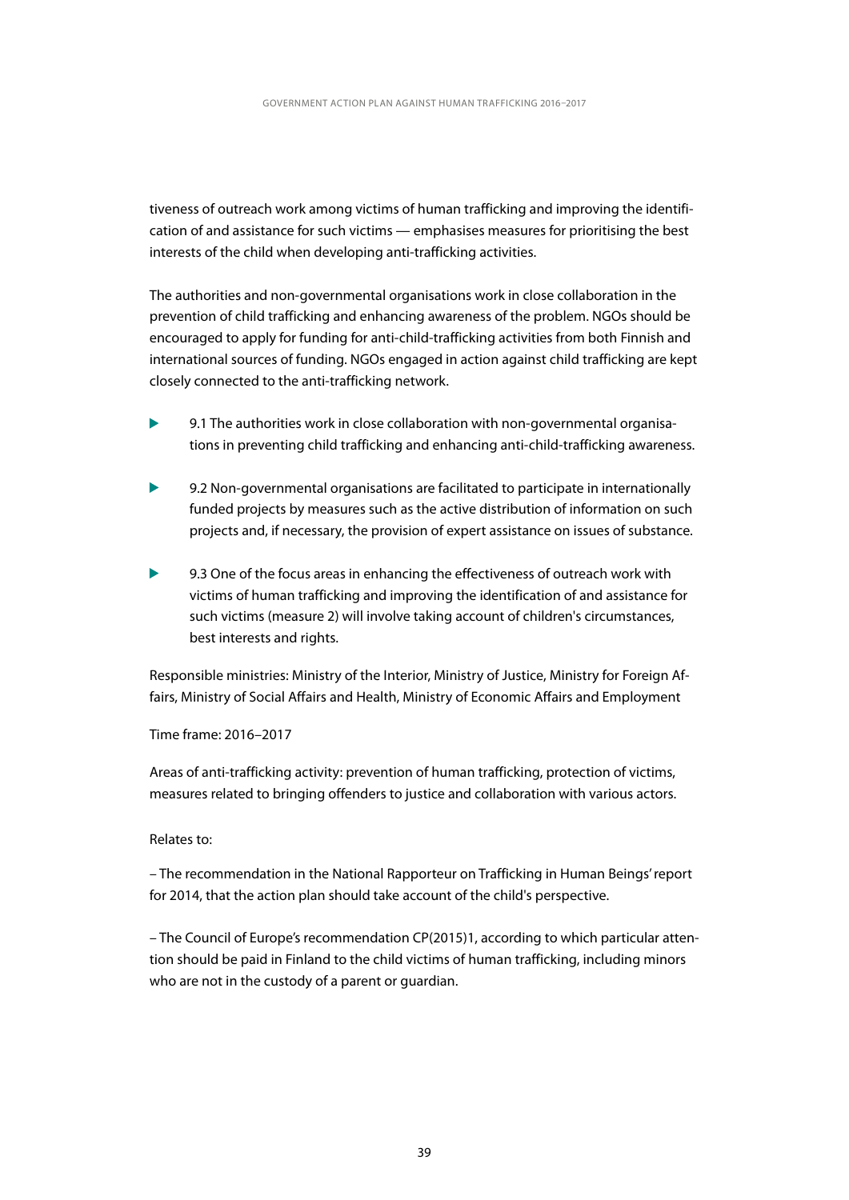tiveness of outreach work among victims of human trafficking and improving the identification of and assistance for such victims — emphasises measures for prioritising the best interests of the child when developing anti-trafficking activities.

The authorities and non-governmental organisations work in close collaboration in the prevention of child trafficking and enhancing awareness of the problem. NGOs should be encouraged to apply for funding for anti-child-trafficking activities from both Finnish and international sources of funding. NGOs engaged in action against child trafficking are kept closely connected to the anti-trafficking network.

- 9.1 The authorities work in close collaboration with non-governmental organisations in preventing child trafficking and enhancing anti-child-trafficking awareness.
- 9.2 Non-governmental organisations are facilitated to participate in internationally funded projects by measures such as the active distribution of information on such projects and, if necessary, the provision of expert assistance on issues of substance.
- 9.3 One of the focus areas in enhancing the effectiveness of outreach work with victims of human trafficking and improving the identification of and assistance for such victims (measure 2) will involve taking account of children's circumstances, best interests and rights.

Responsible ministries: Ministry of the Interior, Ministry of Justice, Ministry for Foreign Affairs, Ministry of Social Affairs and Health, Ministry of Economic Affairs and Employment

Time frame: 2016–2017

Areas of anti-trafficking activity: prevention of human trafficking, protection of victims, measures related to bringing offenders to justice and collaboration with various actors.

Relates to:

– The recommendation in the National Rapporteur on Trafficking in Human Beings' report for 2014, that the action plan should take account of the child's perspective.

– The Council of Europe's recommendation CP(2015)1, according to which particular attention should be paid in Finland to the child victims of human trafficking, including minors who are not in the custody of a parent or guardian.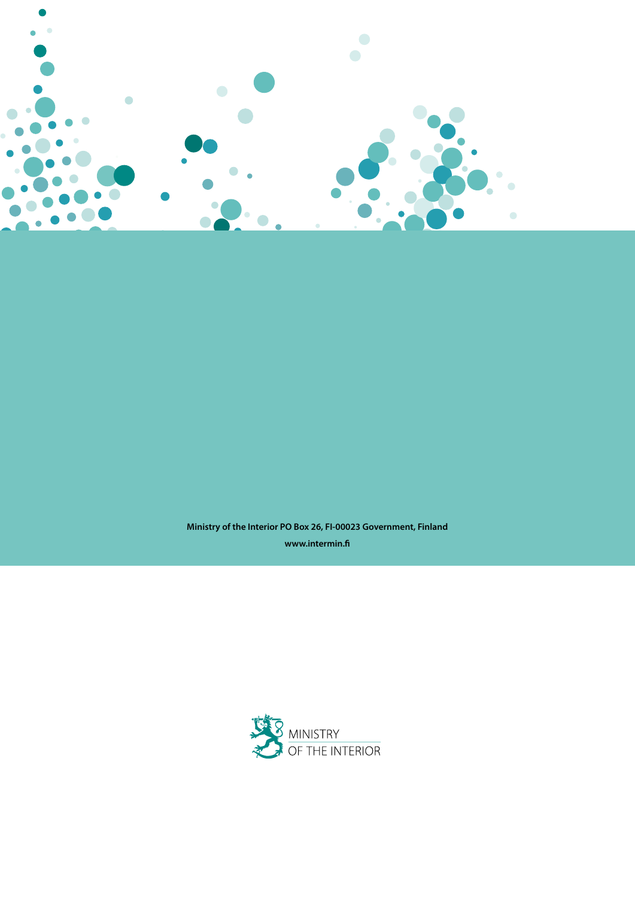**Ministry of the Interior PO Box 26, FI-00023 Government, Finland**

**www.intermin.fi**

MINISTRY
OF THE INTERIOR